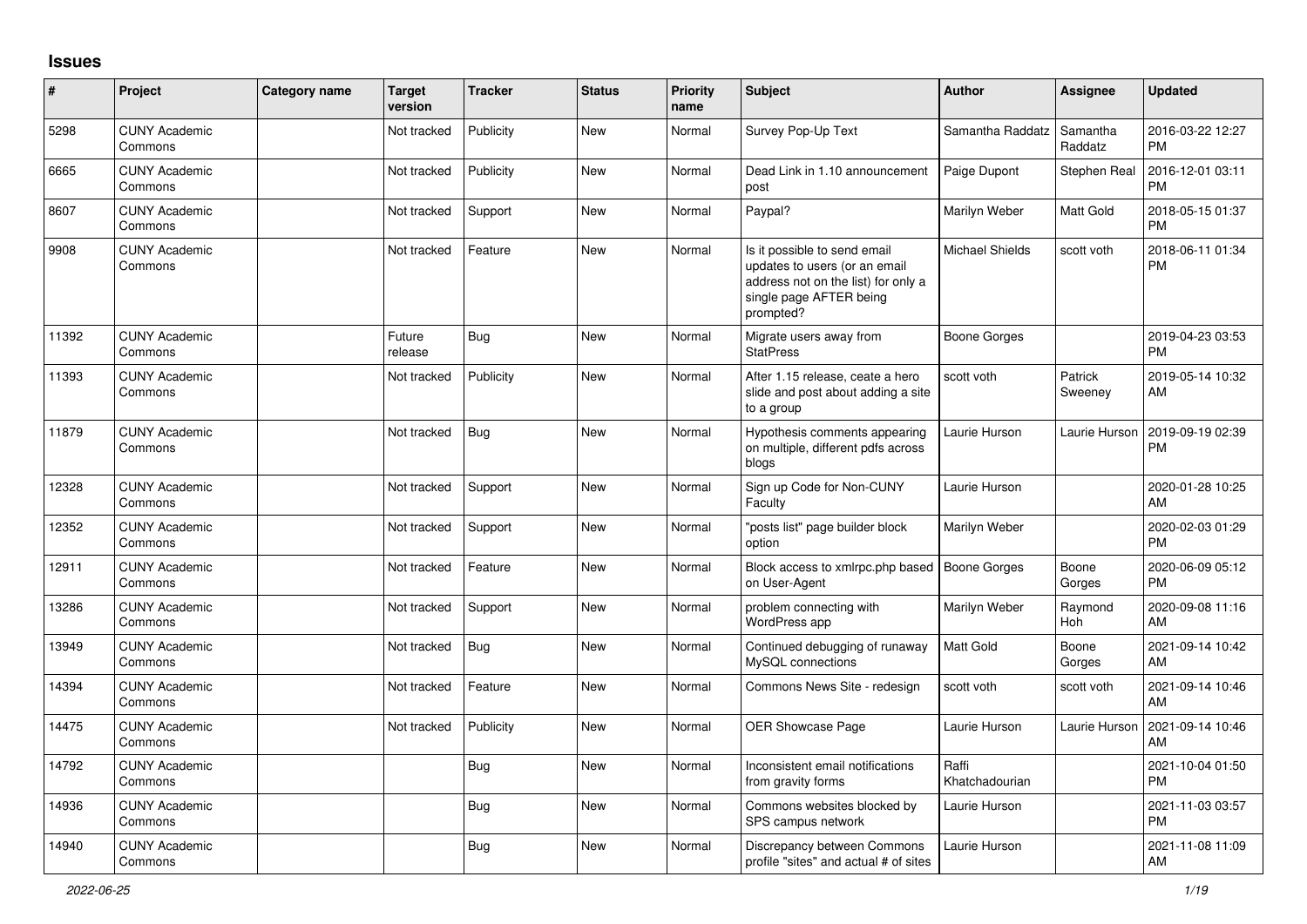# Issues

| # | Project | Category name | Target version | Tracker | Status | Priority name | Subject | Author | Assignee | Updated |
|---|---|---|---|---|---|---|---|---|---|---|
| 5298 | CUNY Academic Commons | | Not tracked | Publicity | New | Normal | Survey Pop-Up Text | Samantha Raddatz | Samantha Raddatz | 2016-03-22 12:27 PM |
| 6665 | CUNY Academic Commons | | Not tracked | Publicity | New | Normal | Dead Link in 1.10 announcement post | Paige Dupont | Stephen Real | 2016-12-01 03:11 PM |
| 8607 | CUNY Academic Commons | | Not tracked | Support | New | Normal | Paypal? | Marilyn Weber | Matt Gold | 2018-05-15 01:37 PM |
| 9908 | CUNY Academic Commons | | Not tracked | Feature | New | Normal | Is it possible to send email updates to users (or an email address not on the list) for only a single page AFTER being prompted? | Michael Shields | scott voth | 2018-06-11 01:34 PM |
| 11392 | CUNY Academic Commons | | Future release | Bug | New | Normal | Migrate users away from StatPress | Boone Gorges | | 2019-04-23 03:53 PM |
| 11393 | CUNY Academic Commons | | Not tracked | Publicity | New | Normal | After 1.15 release, ceate a hero slide and post about adding a site to a group | scott voth | Patrick Sweeney | 2019-05-14 10:32 AM |
| 11879 | CUNY Academic Commons | | Not tracked | Bug | New | Normal | Hypothesis comments appearing on multiple, different pdfs across blogs | Laurie Hurson | Laurie Hurson | 2019-09-19 02:39 PM |
| 12328 | CUNY Academic Commons | | Not tracked | Support | New | Normal | Sign up Code for Non-CUNY Faculty | Laurie Hurson | | 2020-01-28 10:25 AM |
| 12352 | CUNY Academic Commons | | Not tracked | Support | New | Normal | "posts list" page builder block option | Marilyn Weber | | 2020-02-03 01:29 PM |
| 12911 | CUNY Academic Commons | | Not tracked | Feature | New | Normal | Block access to xmlrpc.php based on User-Agent | Boone Gorges | Boone Gorges | 2020-06-09 05:12 PM |
| 13286 | CUNY Academic Commons | | Not tracked | Support | New | Normal | problem connecting with WordPress app | Marilyn Weber | Raymond Hoh | 2020-09-08 11:16 AM |
| 13949 | CUNY Academic Commons | | Not tracked | Bug | New | Normal | Continued debugging of runaway MySQL connections | Matt Gold | Boone Gorges | 2021-09-14 10:42 AM |
| 14394 | CUNY Academic Commons | | Not tracked | Feature | New | Normal | Commons News Site - redesign | scott voth | scott voth | 2021-09-14 10:46 AM |
| 14475 | CUNY Academic Commons | | Not tracked | Publicity | New | Normal | OER Showcase Page | Laurie Hurson | Laurie Hurson | 2021-09-14 10:46 AM |
| 14792 | CUNY Academic Commons | | | Bug | New | Normal | Inconsistent email notifications from gravity forms | Raffi Khatchadourian | | 2021-10-04 01:50 PM |
| 14936 | CUNY Academic Commons | | | Bug | New | Normal | Commons websites blocked by SPS campus network | Laurie Hurson | | 2021-11-03 03:57 PM |
| 14940 | CUNY Academic Commons | | | Bug | New | Normal | Discrepancy between Commons profile "sites" and actual # of sites | Laurie Hurson | | 2021-11-08 11:09 AM |

*2022-06-25*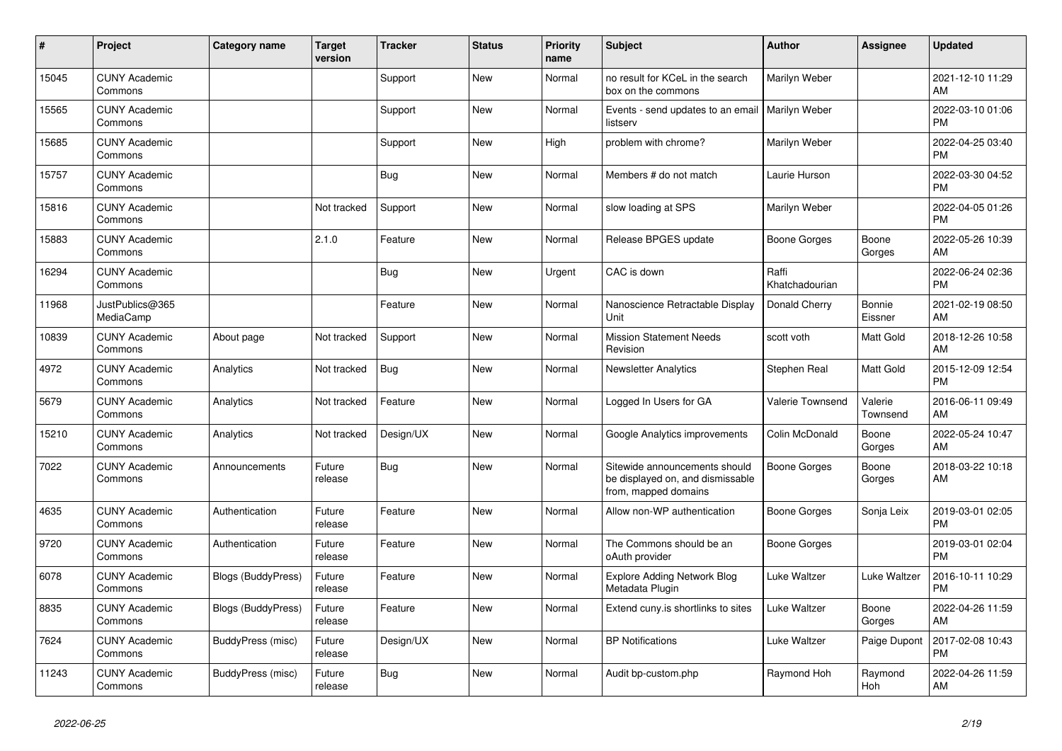| # | Project | Category name | Target version | Tracker | Status | Priority name | Subject | Author | Assignee | Updated |
|---|---|---|---|---|---|---|---|---|---|---|
| 15045 | CUNY Academic Commons | | | Support | New | Normal | no result for KCeL in the search box on the commons | Marilyn Weber | | 2021-12-10 11:29 AM |
| 15565 | CUNY Academic Commons | | | Support | New | Normal | Events - send updates to an email listserv | Marilyn Weber | | 2022-03-10 01:06 PM |
| 15685 | CUNY Academic Commons | | | Support | New | High | problem with chrome? | Marilyn Weber | | 2022-04-25 03:40 PM |
| 15757 | CUNY Academic Commons | | | Bug | New | Normal | Members # do not match | Laurie Hurson | | 2022-03-30 04:52 PM |
| 15816 | CUNY Academic Commons | | Not tracked | Support | New | Normal | slow loading at SPS | Marilyn Weber | | 2022-04-05 01:26 PM |
| 15883 | CUNY Academic Commons | | 2.1.0 | Feature | New | Normal | Release BPGES update | Boone Gorges | Boone Gorges | 2022-05-26 10:39 AM |
| 16294 | CUNY Academic Commons | | | Bug | New | Urgent | CAC is down | Raffi Khatchadourian | | 2022-06-24 02:36 PM |
| 11968 | JustPublics@365 MediaCamp | | | Feature | New | Normal | Nanoscience Retractable Display Unit | Donald Cherry | Bonnie Eissner | 2021-02-19 08:50 AM |
| 10839 | CUNY Academic Commons | About page | Not tracked | Support | New | Normal | Mission Statement Needs Revision | scott voth | Matt Gold | 2018-12-26 10:58 AM |
| 4972 | CUNY Academic Commons | Analytics | Not tracked | Bug | New | Normal | Newsletter Analytics | Stephen Real | Matt Gold | 2015-12-09 12:54 PM |
| 5679 | CUNY Academic Commons | Analytics | Not tracked | Feature | New | Normal | Logged In Users for GA | Valerie Townsend | Valerie Townsend | 2016-06-11 09:49 AM |
| 15210 | CUNY Academic Commons | Analytics | Not tracked | Design/UX | New | Normal | Google Analytics improvements | Colin McDonald | Boone Gorges | 2022-05-24 10:47 AM |
| 7022 | CUNY Academic Commons | Announcements | Future release | Bug | New | Normal | Sitewide announcements should be displayed on, and dismissable from, mapped domains | Boone Gorges | Boone Gorges | 2018-03-22 10:18 AM |
| 4635 | CUNY Academic Commons | Authentication | Future release | Feature | New | Normal | Allow non-WP authentication | Boone Gorges | Sonja Leix | 2019-03-01 02:05 PM |
| 9720 | CUNY Academic Commons | Authentication | Future release | Feature | New | Normal | The Commons should be an oAuth provider | Boone Gorges | | 2019-03-01 02:04 PM |
| 6078 | CUNY Academic Commons | Blogs (BuddyPress) | Future release | Feature | New | Normal | Explore Adding Network Blog Metadata Plugin | Luke Waltzer | Luke Waltzer | 2016-10-11 10:29 PM |
| 8835 | CUNY Academic Commons | Blogs (BuddyPress) | Future release | Feature | New | Normal | Extend cuny.is shortlinks to sites | Luke Waltzer | Boone Gorges | 2022-04-26 11:59 AM |
| 7624 | CUNY Academic Commons | BuddyPress (misc) | Future release | Design/UX | New | Normal | BP Notifications | Luke Waltzer | Paige Dupont | 2017-02-08 10:43 PM |
| 11243 | CUNY Academic Commons | BuddyPress (misc) | Future release | Bug | New | Normal | Audit bp-custom.php | Raymond Hoh | Raymond Hoh | 2022-04-26 11:59 AM |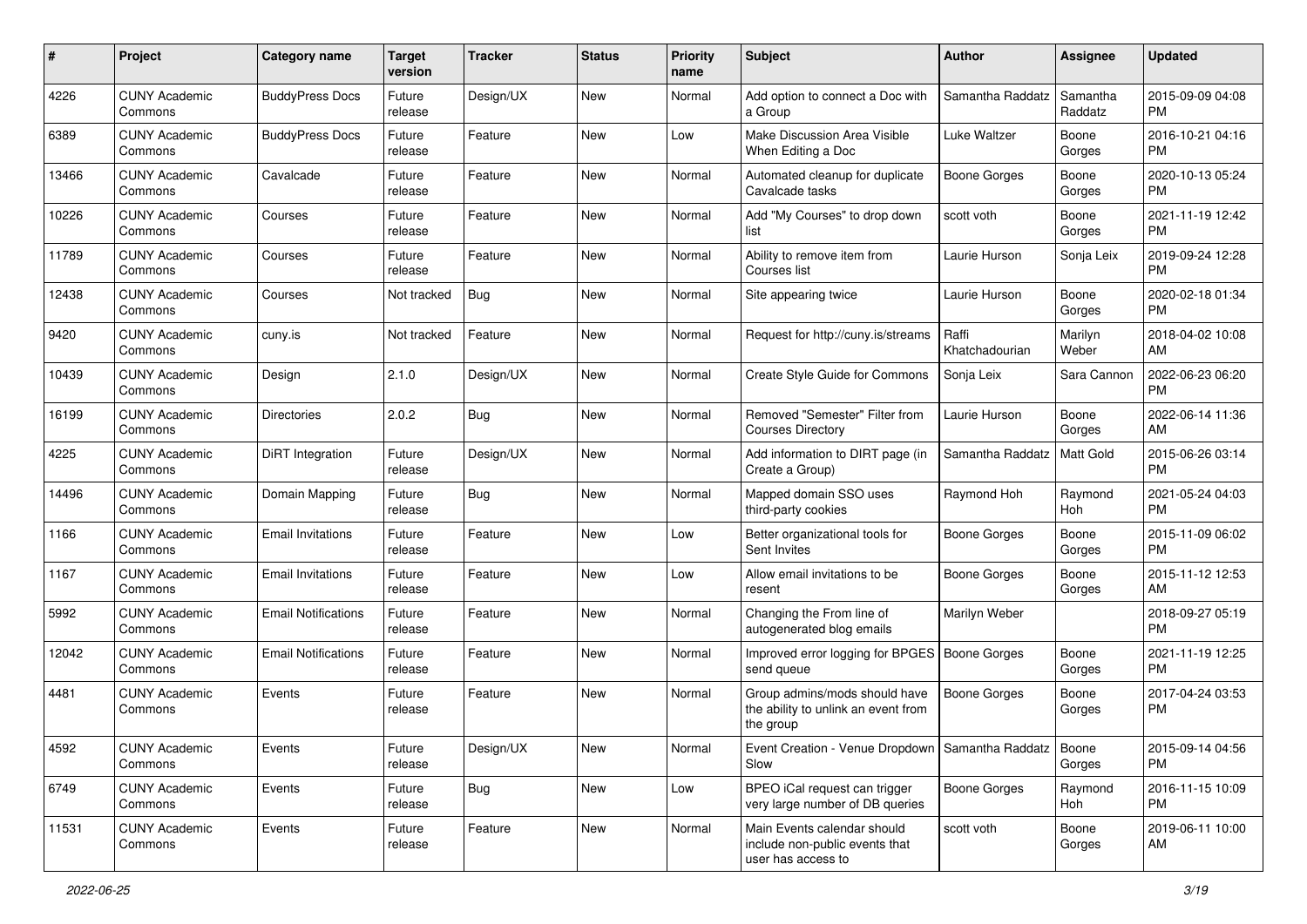| # | Project | Category name | Target version | Tracker | Status | Priority name | Subject | Author | Assignee | Updated |
|---|---|---|---|---|---|---|---|---|---|---|
| 4226 | CUNY Academic Commons | BuddyPress Docs | Future release | Design/UX | New | Normal | Add option to connect a Doc with a Group | Samantha Raddatz | Samantha Raddatz | 2015-09-09 04:08 PM |
| 6389 | CUNY Academic Commons | BuddyPress Docs | Future release | Feature | New | Low | Make Discussion Area Visible When Editing a Doc | Luke Waltzer | Boone Gorges | 2016-10-21 04:16 PM |
| 13466 | CUNY Academic Commons | Cavalcade | Future release | Feature | New | Normal | Automated cleanup for duplicate Cavalcade tasks | Boone Gorges | Boone Gorges | 2020-10-13 05:24 PM |
| 10226 | CUNY Academic Commons | Courses | Future release | Feature | New | Normal | Add "My Courses" to drop down list | scott voth | Boone Gorges | 2021-11-19 12:42 PM |
| 11789 | CUNY Academic Commons | Courses | Future release | Feature | New | Normal | Ability to remove item from Courses list | Laurie Hurson | Sonja Leix | 2019-09-24 12:28 PM |
| 12438 | CUNY Academic Commons | Courses | Not tracked | Bug | New | Normal | Site appearing twice | Laurie Hurson | Boone Gorges | 2020-02-18 01:34 PM |
| 9420 | CUNY Academic Commons | cuny.is | Not tracked | Feature | New | Normal | Request for http://cuny.is/streams | Raffi Khatchadourian | Marilyn Weber | 2018-04-02 10:08 AM |
| 10439 | CUNY Academic Commons | Design | 2.1.0 | Design/UX | New | Normal | Create Style Guide for Commons | Sonja Leix | Sara Cannon | 2022-06-23 06:20 PM |
| 16199 | CUNY Academic Commons | Directories | 2.0.2 | Bug | New | Normal | Removed "Semester" Filter from Courses Directory | Laurie Hurson | Boone Gorges | 2022-06-14 11:36 AM |
| 4225 | CUNY Academic Commons | DiRT Integration | Future release | Design/UX | New | Normal | Add information to DIRT page (in Create a Group) | Samantha Raddatz | Matt Gold | 2015-06-26 03:14 PM |
| 14496 | CUNY Academic Commons | Domain Mapping | Future release | Bug | New | Normal | Mapped domain SSO uses third-party cookies | Raymond Hoh | Raymond Hoh | 2021-05-24 04:03 PM |
| 1166 | CUNY Academic Commons | Email Invitations | Future release | Feature | New | Low | Better organizational tools for Sent Invites | Boone Gorges | Boone Gorges | 2015-11-09 06:02 PM |
| 1167 | CUNY Academic Commons | Email Invitations | Future release | Feature | New | Low | Allow email invitations to be resent | Boone Gorges | Boone Gorges | 2015-11-12 12:53 AM |
| 5992 | CUNY Academic Commons | Email Notifications | Future release | Feature | New | Normal | Changing the From line of autogenerated blog emails | Marilyn Weber | | 2018-09-27 05:19 PM |
| 12042 | CUNY Academic Commons | Email Notifications | Future release | Feature | New | Normal | Improved error logging for BPGES send queue | Boone Gorges | Boone Gorges | 2021-11-19 12:25 PM |
| 4481 | CUNY Academic Commons | Events | Future release | Feature | New | Normal | Group admins/mods should have the ability to unlink an event from the group | Boone Gorges | Boone Gorges | 2017-04-24 03:53 PM |
| 4592 | CUNY Academic Commons | Events | Future release | Design/UX | New | Normal | Event Creation - Venue Dropdown Slow | Samantha Raddatz | Boone Gorges | 2015-09-14 04:56 PM |
| 6749 | CUNY Academic Commons | Events | Future release | Bug | New | Low | BPEO iCal request can trigger very large number of DB queries | Boone Gorges | Raymond Hoh | 2016-11-15 10:09 PM |
| 11531 | CUNY Academic Commons | Events | Future release | Feature | New | Normal | Main Events calendar should include non-public events that user has access to | scott voth | Boone Gorges | 2019-06-11 10:00 AM |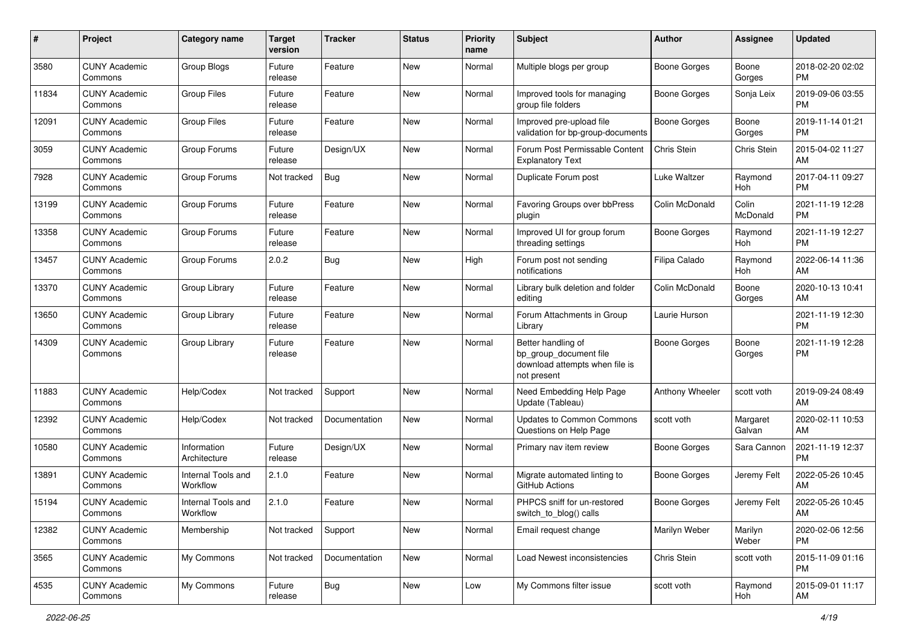| # | Project | Category name | Target version | Tracker | Status | Priority name | Subject | Author | Assignee | Updated |
|---|---|---|---|---|---|---|---|---|---|---|
| 3580 | CUNY Academic Commons | Group Blogs | Future release | Feature | New | Normal | Multiple blogs per group | Boone Gorges | Boone Gorges | 2018-02-20 02:02 PM |
| 11834 | CUNY Academic Commons | Group Files | Future release | Feature | New | Normal | Improved tools for managing group file folders | Boone Gorges | Sonja Leix | 2019-09-06 03:55 PM |
| 12091 | CUNY Academic Commons | Group Files | Future release | Feature | New | Normal | Improved pre-upload file validation for bp-group-documents | Boone Gorges | Boone Gorges | 2019-11-14 01:21 PM |
| 3059 | CUNY Academic Commons | Group Forums | Future release | Design/UX | New | Normal | Forum Post Permissable Content Explanatory Text | Chris Stein | Chris Stein | 2015-04-02 11:27 AM |
| 7928 | CUNY Academic Commons | Group Forums | Not tracked | Bug | New | Normal | Duplicate Forum post | Luke Waltzer | Raymond Hoh | 2017-04-11 09:27 PM |
| 13199 | CUNY Academic Commons | Group Forums | Future release | Feature | New | Normal | Favoring Groups over bbPress plugin | Colin McDonald | Colin McDonald | 2021-11-19 12:28 PM |
| 13358 | CUNY Academic Commons | Group Forums | Future release | Feature | New | Normal | Improved UI for group forum threading settings | Boone Gorges | Raymond Hoh | 2021-11-19 12:27 PM |
| 13457 | CUNY Academic Commons | Group Forums | 2.0.2 | Bug | New | High | Forum post not sending notifications | Filipa Calado | Raymond Hoh | 2022-06-14 11:36 AM |
| 13370 | CUNY Academic Commons | Group Library | Future release | Feature | New | Normal | Library bulk deletion and folder editing | Colin McDonald | Boone Gorges | 2020-10-13 10:41 AM |
| 13650 | CUNY Academic Commons | Group Library | Future release | Feature | New | Normal | Forum Attachments in Group Library | Laurie Hurson | | 2021-11-19 12:30 PM |
| 14309 | CUNY Academic Commons | Group Library | Future release | Feature | New | Normal | Better handling of bp_group_document file download attempts when file is not present | Boone Gorges | Boone Gorges | 2021-11-19 12:28 PM |
| 11883 | CUNY Academic Commons | Help/Codex | Not tracked | Support | New | Normal | Need Embedding Help Page Update (Tableau) | Anthony Wheeler | scott voth | 2019-09-24 08:49 AM |
| 12392 | CUNY Academic Commons | Help/Codex | Not tracked | Documentation | New | Normal | Updates to Common Commons Questions on Help Page | scott voth | Margaret Galvan | 2020-02-11 10:53 AM |
| 10580 | CUNY Academic Commons | Information Architecture | Future release | Design/UX | New | Normal | Primary nav item review | Boone Gorges | Sara Cannon | 2021-11-19 12:37 PM |
| 13891 | CUNY Academic Commons | Internal Tools and Workflow | 2.1.0 | Feature | New | Normal | Migrate automated linting to GitHub Actions | Boone Gorges | Jeremy Felt | 2022-05-26 10:45 AM |
| 15194 | CUNY Academic Commons | Internal Tools and Workflow | 2.1.0 | Feature | New | Normal | PHPCS sniff for un-restored switch_to_blog() calls | Boone Gorges | Jeremy Felt | 2022-05-26 10:45 AM |
| 12382 | CUNY Academic Commons | Membership | Not tracked | Support | New | Normal | Email request change | Marilyn Weber | Marilyn Weber | 2020-02-06 12:56 PM |
| 3565 | CUNY Academic Commons | My Commons | Not tracked | Documentation | New | Normal | Load Newest inconsistencies | Chris Stein | scott voth | 2015-11-09 01:16 PM |
| 4535 | CUNY Academic Commons | My Commons | Future release | Bug | New | Low | My Commons filter issue | scott voth | Raymond Hoh | 2015-09-01 11:17 AM |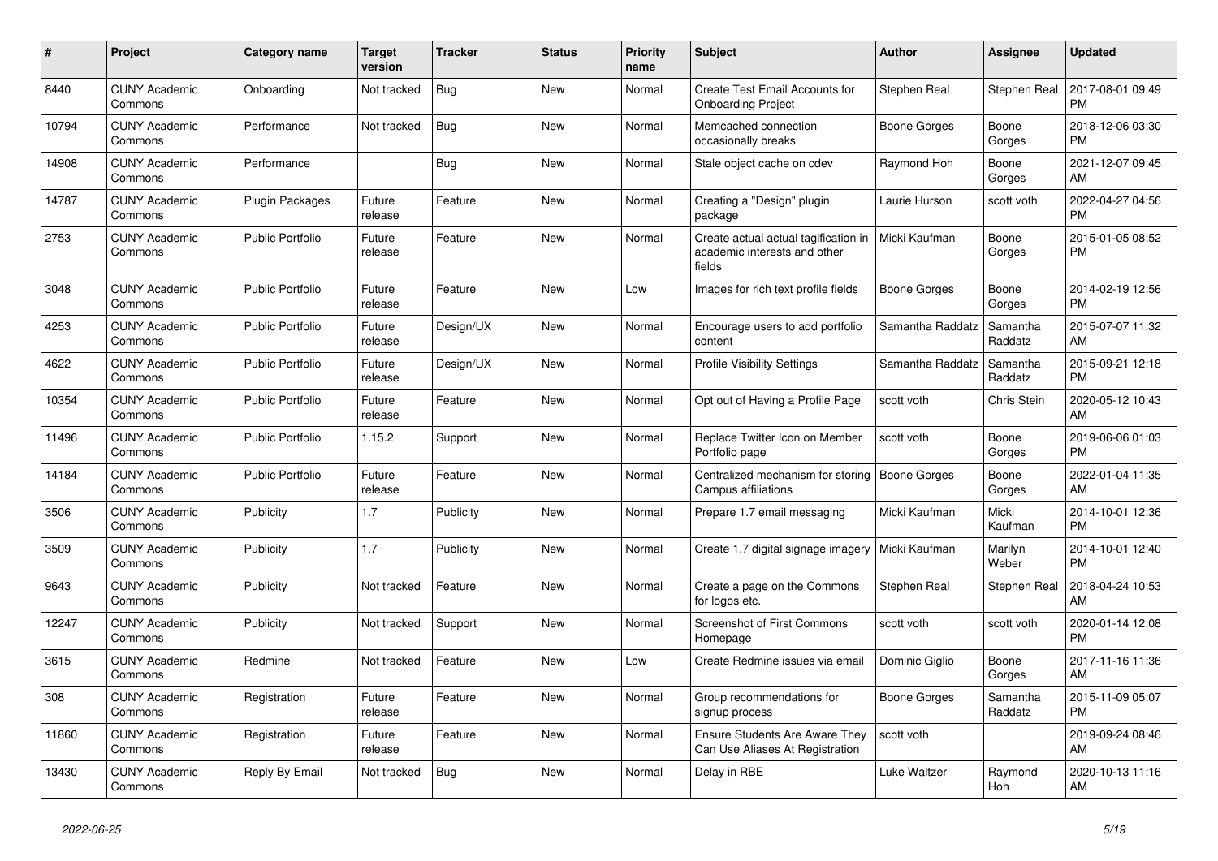| # | Project | Category name | Target version | Tracker | Status | Priority name | Subject | Author | Assignee | Updated |
|---|---|---|---|---|---|---|---|---|---|---|
| 8440 | CUNY Academic Commons | Onboarding | Not tracked | Bug | New | Normal | Create Test Email Accounts for Onboarding Project | Stephen Real | Stephen Real | 2017-08-01 09:49 PM |
| 10794 | CUNY Academic Commons | Performance | Not tracked | Bug | New | Normal | Memcached connection occasionally breaks | Boone Gorges | Boone Gorges | 2018-12-06 03:30 PM |
| 14908 | CUNY Academic Commons | Performance | | Bug | New | Normal | Stale object cache on cdev | Raymond Hoh | Boone Gorges | 2021-12-07 09:45 AM |
| 14787 | CUNY Academic Commons | Plugin Packages | Future release | Feature | New | Normal | Creating a "Design" plugin package | Laurie Hurson | scott voth | 2022-04-27 04:56 PM |
| 2753 | CUNY Academic Commons | Public Portfolio | Future release | Feature | New | Normal | Create actual actual tagification in academic interests and other fields | Micki Kaufman | Boone Gorges | 2015-01-05 08:52 PM |
| 3048 | CUNY Academic Commons | Public Portfolio | Future release | Feature | New | Low | Images for rich text profile fields | Boone Gorges | Boone Gorges | 2014-02-19 12:56 PM |
| 4253 | CUNY Academic Commons | Public Portfolio | Future release | Design/UX | New | Normal | Encourage users to add portfolio content | Samantha Raddatz | Samantha Raddatz | 2015-07-07 11:32 AM |
| 4622 | CUNY Academic Commons | Public Portfolio | Future release | Design/UX | New | Normal | Profile Visibility Settings | Samantha Raddatz | Samantha Raddatz | 2015-09-21 12:18 PM |
| 10354 | CUNY Academic Commons | Public Portfolio | Future release | Feature | New | Normal | Opt out of Having a Profile Page | scott voth | Chris Stein | 2020-05-12 10:43 AM |
| 11496 | CUNY Academic Commons | Public Portfolio | 1.15.2 | Support | New | Normal | Replace Twitter Icon on Member Portfolio page | scott voth | Boone Gorges | 2019-06-06 01:03 PM |
| 14184 | CUNY Academic Commons | Public Portfolio | Future release | Feature | New | Normal | Centralized mechanism for storing Campus affiliations | Boone Gorges | Boone Gorges | 2022-01-04 11:35 AM |
| 3506 | CUNY Academic Commons | Publicity | 1.7 | Publicity | New | Normal | Prepare 1.7 email messaging | Micki Kaufman | Micki Kaufman | 2014-10-01 12:36 PM |
| 3509 | CUNY Academic Commons | Publicity | 1.7 | Publicity | New | Normal | Create 1.7 digital signage imagery | Micki Kaufman | Marilyn Weber | 2014-10-01 12:40 PM |
| 9643 | CUNY Academic Commons | Publicity | Not tracked | Feature | New | Normal | Create a page on the Commons for logos etc. | Stephen Real | Stephen Real | 2018-04-24 10:53 AM |
| 12247 | CUNY Academic Commons | Publicity | Not tracked | Support | New | Normal | Screenshot of First Commons Homepage | scott voth | scott voth | 2020-01-14 12:08 PM |
| 3615 | CUNY Academic Commons | Redmine | Not tracked | Feature | New | Low | Create Redmine issues via email | Dominic Giglio | Boone Gorges | 2017-11-16 11:36 AM |
| 308 | CUNY Academic Commons | Registration | Future release | Feature | New | Normal | Group recommendations for signup process | Boone Gorges | Samantha Raddatz | 2015-11-09 05:07 PM |
| 11860 | CUNY Academic Commons | Registration | Future release | Feature | New | Normal | Ensure Students Are Aware They Can Use Aliases At Registration | scott voth | | 2019-09-24 08:46 AM |
| 13430 | CUNY Academic Commons | Reply By Email | Not tracked | Bug | New | Normal | Delay in RBE | Luke Waltzer | Raymond Hoh | 2020-10-13 11:16 AM |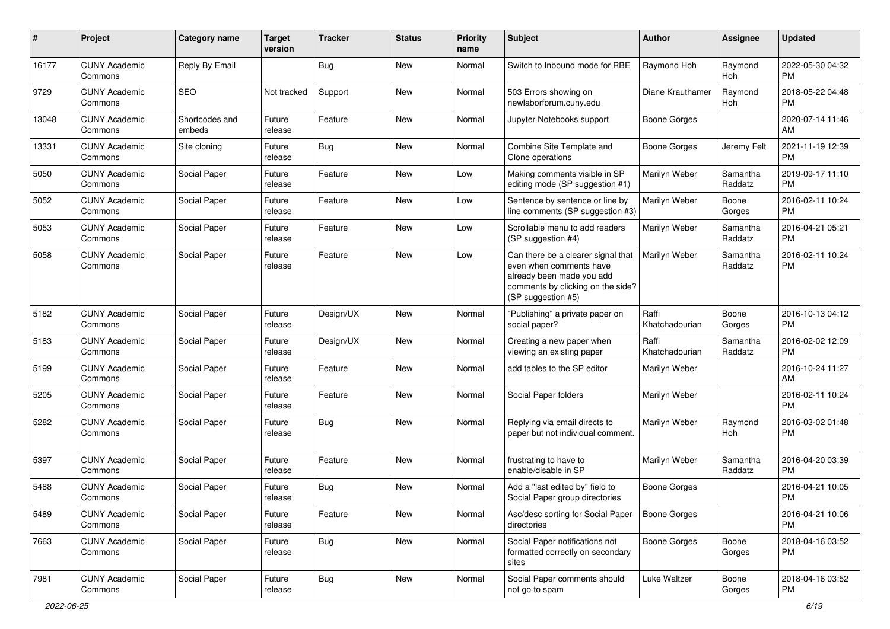| # | Project | Category name | Target version | Tracker | Status | Priority name | Subject | Author | Assignee | Updated |
|---|---|---|---|---|---|---|---|---|---|---|
| 16177 | CUNY Academic Commons | Reply By Email | | Bug | New | Normal | Switch to Inbound mode for RBE | Raymond Hoh | Raymond Hoh | 2022-05-30 04:32 PM |
| 9729 | CUNY Academic Commons | SEO | Not tracked | Support | New | Normal | 503 Errors showing on newlaborforum.cuny.edu | Diane Krauthamer | Raymond Hoh | 2018-05-22 04:48 PM |
| 13048 | CUNY Academic Commons | Shortcodes and embeds | Future release | Feature | New | Normal | Jupyter Notebooks support | Boone Gorges | | 2020-07-14 11:46 AM |
| 13331 | CUNY Academic Commons | Site cloning | Future release | Bug | New | Normal | Combine Site Template and Clone operations | Boone Gorges | Jeremy Felt | 2021-11-19 12:39 PM |
| 5050 | CUNY Academic Commons | Social Paper | Future release | Feature | New | Low | Making comments visible in SP editing mode (SP suggestion #1) | Marilyn Weber | Samantha Raddatz | 2019-09-17 11:10 PM |
| 5052 | CUNY Academic Commons | Social Paper | Future release | Feature | New | Low | Sentence by sentence or line by line comments (SP suggestion #3) | Marilyn Weber | Boone Gorges | 2016-02-11 10:24 PM |
| 5053 | CUNY Academic Commons | Social Paper | Future release | Feature | New | Low | Scrollable menu to add readers (SP suggestion #4) | Marilyn Weber | Samantha Raddatz | 2016-04-21 05:21 PM |
| 5058 | CUNY Academic Commons | Social Paper | Future release | Feature | New | Low | Can there be a clearer signal that even when comments have already been made you add comments by clicking on the side? (SP suggestion #5) | Marilyn Weber | Samantha Raddatz | 2016-02-11 10:24 PM |
| 5182 | CUNY Academic Commons | Social Paper | Future release | Design/UX | New | Normal | "Publishing" a private paper on social paper? | Raffi Khatchadourian | Boone Gorges | 2016-10-13 04:12 PM |
| 5183 | CUNY Academic Commons | Social Paper | Future release | Design/UX | New | Normal | Creating a new paper when viewing an existing paper | Raffi Khatchadourian | Samantha Raddatz | 2016-02-02 12:09 PM |
| 5199 | CUNY Academic Commons | Social Paper | Future release | Feature | New | Normal | add tables to the SP editor | Marilyn Weber | | 2016-10-24 11:27 AM |
| 5205 | CUNY Academic Commons | Social Paper | Future release | Feature | New | Normal | Social Paper folders | Marilyn Weber | | 2016-02-11 10:24 PM |
| 5282 | CUNY Academic Commons | Social Paper | Future release | Bug | New | Normal | Replying via email directs to paper but not individual comment. | Marilyn Weber | Raymond Hoh | 2016-03-02 01:48 PM |
| 5397 | CUNY Academic Commons | Social Paper | Future release | Feature | New | Normal | frustrating to have to enable/disable in SP | Marilyn Weber | Samantha Raddatz | 2016-04-20 03:39 PM |
| 5488 | CUNY Academic Commons | Social Paper | Future release | Bug | New | Normal | Add a "last edited by" field to Social Paper group directories | Boone Gorges | | 2016-04-21 10:05 PM |
| 5489 | CUNY Academic Commons | Social Paper | Future release | Feature | New | Normal | Asc/desc sorting for Social Paper directories | Boone Gorges | | 2016-04-21 10:06 PM |
| 7663 | CUNY Academic Commons | Social Paper | Future release | Bug | New | Normal | Social Paper notifications not formatted correctly on secondary sites | Boone Gorges | Boone Gorges | 2018-04-16 03:52 PM |
| 7981 | CUNY Academic Commons | Social Paper | Future release | Bug | New | Normal | Social Paper comments should not go to spam | Luke Waltzer | Boone Gorges | 2018-04-16 03:52 PM |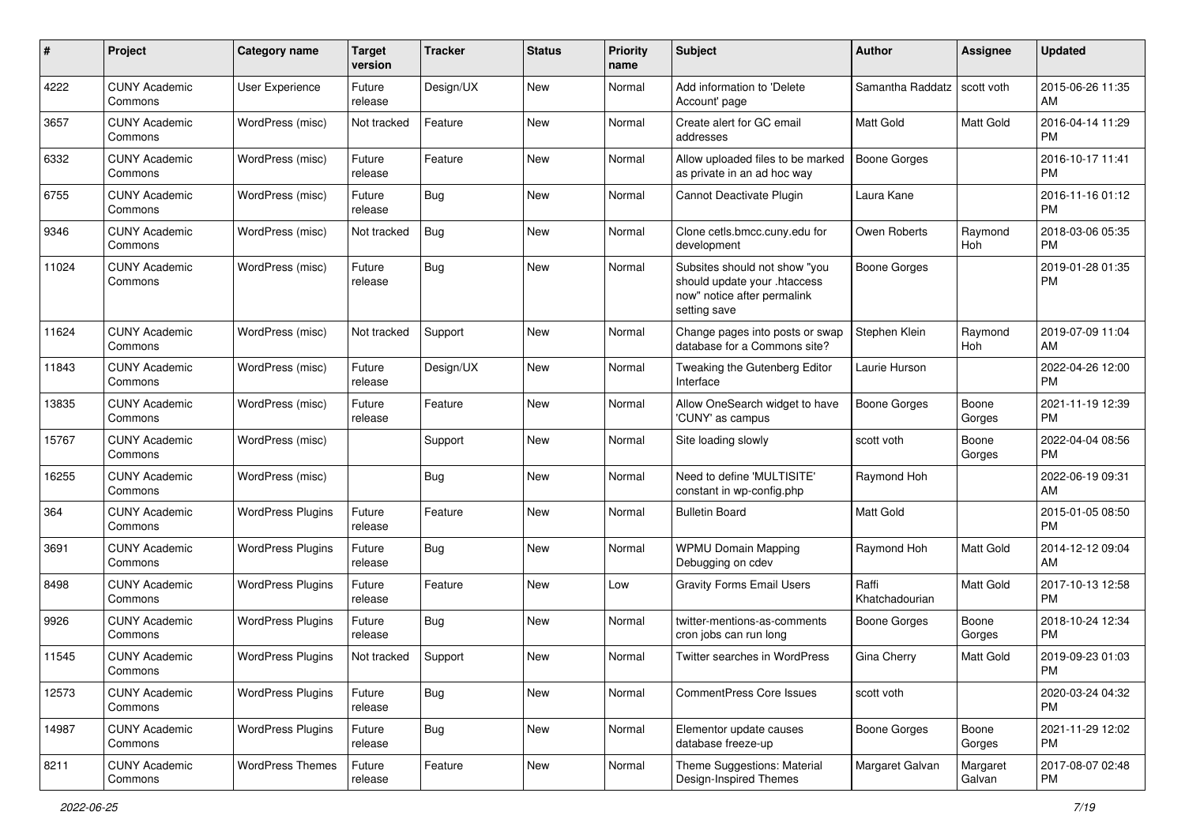| # | Project | Category name | Target version | Tracker | Status | Priority name | Subject | Author | Assignee | Updated |
|---|---|---|---|---|---|---|---|---|---|---|
| 4222 | CUNY Academic Commons | User Experience | Future release | Design/UX | New | Normal | Add information to 'Delete Account' page | Samantha Raddatz | scott voth | 2015-06-26 11:35 AM |
| 3657 | CUNY Academic Commons | WordPress (misc) | Not tracked | Feature | New | Normal | Create alert for GC email addresses | Matt Gold | Matt Gold | 2016-04-14 11:29 PM |
| 6332 | CUNY Academic Commons | WordPress (misc) | Future release | Feature | New | Normal | Allow uploaded files to be marked as private in an ad hoc way | Boone Gorges | | 2016-10-17 11:41 PM |
| 6755 | CUNY Academic Commons | WordPress (misc) | Future release | Bug | New | Normal | Cannot Deactivate Plugin | Laura Kane | | 2016-11-16 01:12 PM |
| 9346 | CUNY Academic Commons | WordPress (misc) | Not tracked | Bug | New | Normal | Clone cetls.bmcc.cuny.edu for development | Owen Roberts | Raymond Hoh | 2018-03-06 05:35 PM |
| 11024 | CUNY Academic Commons | WordPress (misc) | Future release | Bug | New | Normal | Subsites should not show "you should update your .htaccess now" notice after permalink setting save | Boone Gorges | | 2019-01-28 01:35 PM |
| 11624 | CUNY Academic Commons | WordPress (misc) | Not tracked | Support | New | Normal | Change pages into posts or swap database for a Commons site? | Stephen Klein | Raymond Hoh | 2019-07-09 11:04 AM |
| 11843 | CUNY Academic Commons | WordPress (misc) | Future release | Design/UX | New | Normal | Tweaking the Gutenberg Editor Interface | Laurie Hurson | | 2022-04-26 12:00 PM |
| 13835 | CUNY Academic Commons | WordPress (misc) | Future release | Feature | New | Normal | Allow OneSearch widget to have 'CUNY' as campus | Boone Gorges | Boone Gorges | 2021-11-19 12:39 PM |
| 15767 | CUNY Academic Commons | WordPress (misc) | | Support | New | Normal | Site loading slowly | scott voth | Boone Gorges | 2022-04-04 08:56 PM |
| 16255 | CUNY Academic Commons | WordPress (misc) | | Bug | New | Normal | Need to define 'MULTISITE' constant in wp-config.php | Raymond Hoh | | 2022-06-19 09:31 AM |
| 364 | CUNY Academic Commons | WordPress Plugins | Future release | Feature | New | Normal | Bulletin Board | Matt Gold | | 2015-01-05 08:50 PM |
| 3691 | CUNY Academic Commons | WordPress Plugins | Future release | Bug | New | Normal | WPMU Domain Mapping Debugging on cdev | Raymond Hoh | Matt Gold | 2014-12-12 09:04 AM |
| 8498 | CUNY Academic Commons | WordPress Plugins | Future release | Feature | New | Low | Gravity Forms Email Users | Raffi Khatchadourian | Matt Gold | 2017-10-13 12:58 PM |
| 9926 | CUNY Academic Commons | WordPress Plugins | Future release | Bug | New | Normal | twitter-mentions-as-comments cron jobs can run long | Boone Gorges | Boone Gorges | 2018-10-24 12:34 PM |
| 11545 | CUNY Academic Commons | WordPress Plugins | Not tracked | Support | New | Normal | Twitter searches in WordPress | Gina Cherry | Matt Gold | 2019-09-23 01:03 PM |
| 12573 | CUNY Academic Commons | WordPress Plugins | Future release | Bug | New | Normal | CommentPress Core Issues | scott voth | | 2020-03-24 04:32 PM |
| 14987 | CUNY Academic Commons | WordPress Plugins | Future release | Bug | New | Normal | Elementor update causes database freeze-up | Boone Gorges | Boone Gorges | 2021-11-29 12:02 PM |
| 8211 | CUNY Academic Commons | WordPress Themes | Future release | Feature | New | Normal | Theme Suggestions: Material Design-Inspired Themes | Margaret Galvan | Margaret Galvan | 2017-08-07 02:48 PM |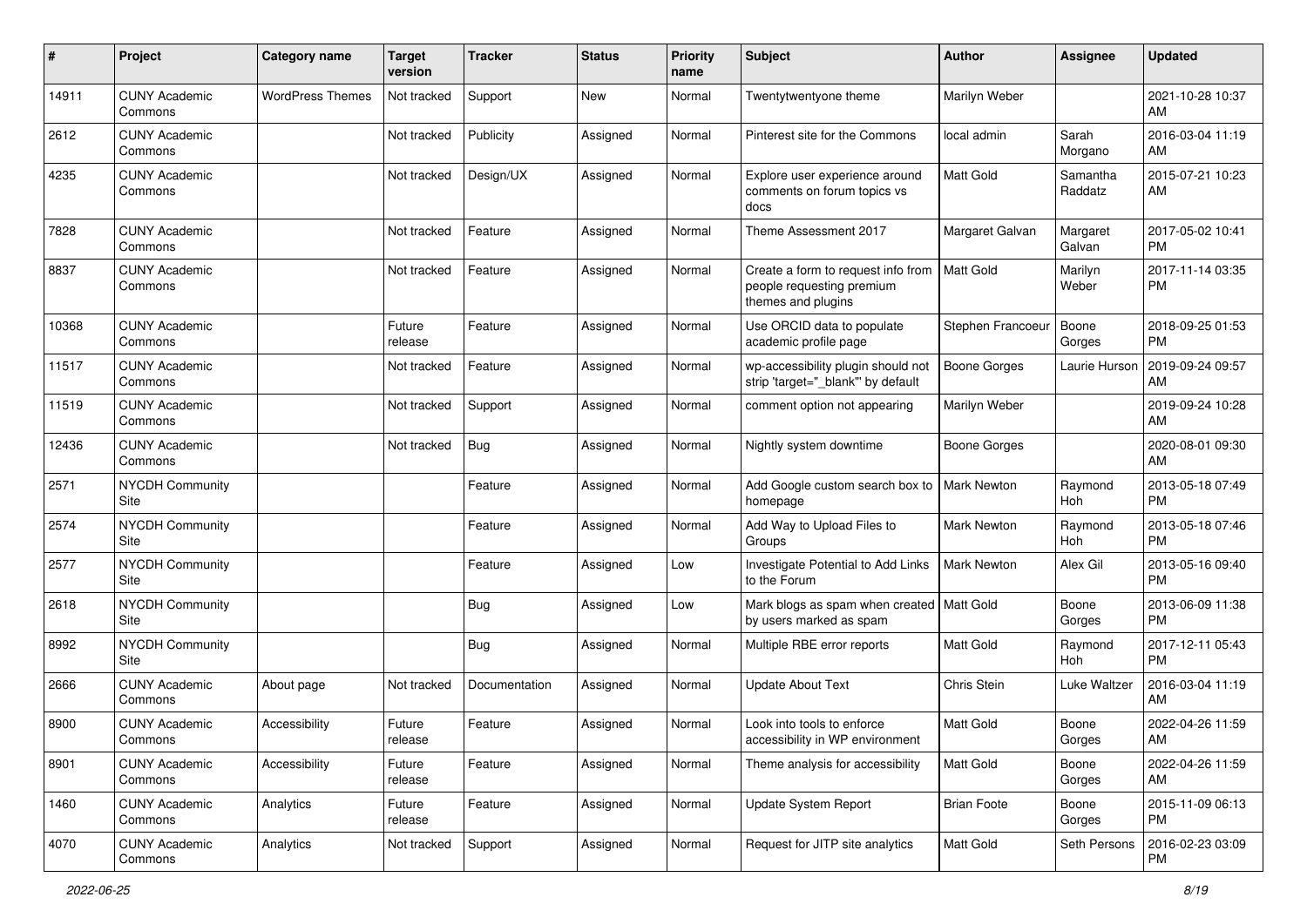| # | Project | Category name | Target version | Tracker | Status | Priority name | Subject | Author | Assignee | Updated |
|---|---|---|---|---|---|---|---|---|---|---|
| 14911 | CUNY Academic Commons | WordPress Themes | Not tracked | Support | New | Normal | Twentytwentyone theme | Marilyn Weber | | 2021-10-28 10:37 AM |
| 2612 | CUNY Academic Commons | | Not tracked | Publicity | Assigned | Normal | Pinterest site for the Commons | local admin | Sarah Morgano | 2016-03-04 11:19 AM |
| 4235 | CUNY Academic Commons | | Not tracked | Design/UX | Assigned | Normal | Explore user experience around comments on forum topics vs docs | Matt Gold | Samantha Raddatz | 2015-07-21 10:23 AM |
| 7828 | CUNY Academic Commons | | Not tracked | Feature | Assigned | Normal | Theme Assessment 2017 | Margaret Galvan | Margaret Galvan | 2017-05-02 10:41 PM |
| 8837 | CUNY Academic Commons | | Not tracked | Feature | Assigned | Normal | Create a form to request info from people requesting premium themes and plugins | Matt Gold | Marilyn Weber | 2017-11-14 03:35 PM |
| 10368 | CUNY Academic Commons | | Future release | Feature | Assigned | Normal | Use ORCID data to populate academic profile page | Stephen Francoeur | Boone Gorges | 2018-09-25 01:53 PM |
| 11517 | CUNY Academic Commons | | Not tracked | Feature | Assigned | Normal | wp-accessibility plugin should not strip 'target="_blank"' by default | Boone Gorges | Laurie Hurson | 2019-09-24 09:57 AM |
| 11519 | CUNY Academic Commons | | Not tracked | Support | Assigned | Normal | comment option not appearing | Marilyn Weber | | 2019-09-24 10:28 AM |
| 12436 | CUNY Academic Commons | | Not tracked | Bug | Assigned | Normal | Nightly system downtime | Boone Gorges | | 2020-08-01 09:30 AM |
| 2571 | NYCDH Community Site | | | Feature | Assigned | Normal | Add Google custom search box to homepage | Mark Newton | Raymond Hoh | 2013-05-18 07:49 PM |
| 2574 | NYCDH Community Site | | | Feature | Assigned | Normal | Add Way to Upload Files to Groups | Mark Newton | Raymond Hoh | 2013-05-18 07:46 PM |
| 2577 | NYCDH Community Site | | | Feature | Assigned | Low | Investigate Potential to Add Links to the Forum | Mark Newton | Alex Gil | 2013-05-16 09:40 PM |
| 2618 | NYCDH Community Site | | | Bug | Assigned | Low | Mark blogs as spam when created by users marked as spam | Matt Gold | Boone Gorges | 2013-06-09 11:38 PM |
| 8992 | NYCDH Community Site | | | Bug | Assigned | Normal | Multiple RBE error reports | Matt Gold | Raymond Hoh | 2017-12-11 05:43 PM |
| 2666 | CUNY Academic Commons | About page | Not tracked | Documentation | Assigned | Normal | Update About Text | Chris Stein | Luke Waltzer | 2016-03-04 11:19 AM |
| 8900 | CUNY Academic Commons | Accessibility | Future release | Feature | Assigned | Normal | Look into tools to enforce accessibility in WP environment | Matt Gold | Boone Gorges | 2022-04-26 11:59 AM |
| 8901 | CUNY Academic Commons | Accessibility | Future release | Feature | Assigned | Normal | Theme analysis for accessibility | Matt Gold | Boone Gorges | 2022-04-26 11:59 AM |
| 1460 | CUNY Academic Commons | Analytics | Future release | Feature | Assigned | Normal | Update System Report | Brian Foote | Boone Gorges | 2015-11-09 06:13 PM |
| 4070 | CUNY Academic Commons | Analytics | Not tracked | Support | Assigned | Normal | Request for JITP site analytics | Matt Gold | Seth Persons | 2016-02-23 03:09 PM |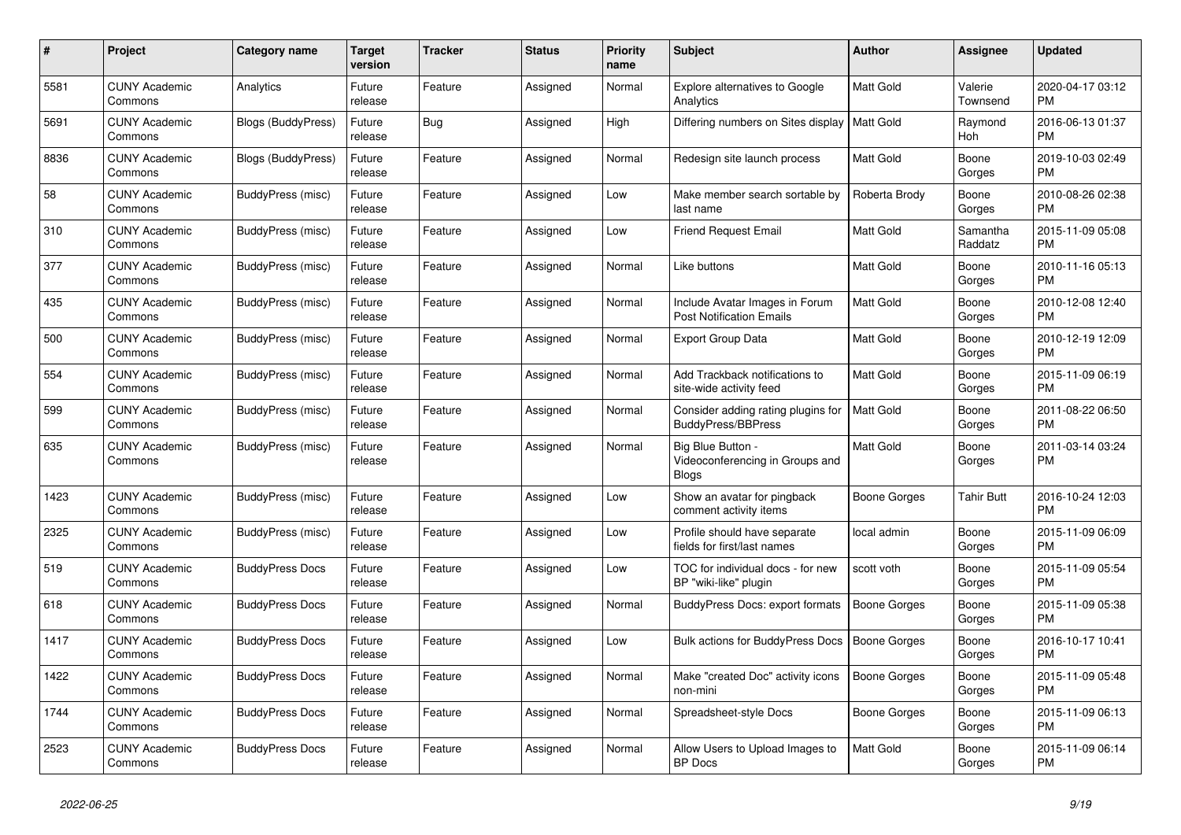| # | Project | Category name | Target version | Tracker | Status | Priority name | Subject | Author | Assignee | Updated |
|---|---|---|---|---|---|---|---|---|---|---|
| 5581 | CUNY Academic Commons | Analytics | Future release | Feature | Assigned | Normal | Explore alternatives to Google Analytics | Matt Gold | Valerie Townsend | 2020-04-17 03:12 PM |
| 5691 | CUNY Academic Commons | Blogs (BuddyPress) | Future release | Bug | Assigned | High | Differing numbers on Sites display | Matt Gold | Raymond Hoh | 2016-06-13 01:37 PM |
| 8836 | CUNY Academic Commons | Blogs (BuddyPress) | Future release | Feature | Assigned | Normal | Redesign site launch process | Matt Gold | Boone Gorges | 2019-10-03 02:49 PM |
| 58 | CUNY Academic Commons | BuddyPress (misc) | Future release | Feature | Assigned | Low | Make member search sortable by last name | Roberta Brody | Boone Gorges | 2010-08-26 02:38 PM |
| 310 | CUNY Academic Commons | BuddyPress (misc) | Future release | Feature | Assigned | Low | Friend Request Email | Matt Gold | Samantha Raddatz | 2015-11-09 05:08 PM |
| 377 | CUNY Academic Commons | BuddyPress (misc) | Future release | Feature | Assigned | Normal | Like buttons | Matt Gold | Boone Gorges | 2010-11-16 05:13 PM |
| 435 | CUNY Academic Commons | BuddyPress (misc) | Future release | Feature | Assigned | Normal | Include Avatar Images in Forum Post Notification Emails | Matt Gold | Boone Gorges | 2010-12-08 12:40 PM |
| 500 | CUNY Academic Commons | BuddyPress (misc) | Future release | Feature | Assigned | Normal | Export Group Data | Matt Gold | Boone Gorges | 2010-12-19 12:09 PM |
| 554 | CUNY Academic Commons | BuddyPress (misc) | Future release | Feature | Assigned | Normal | Add Trackback notifications to site-wide activity feed | Matt Gold | Boone Gorges | 2015-11-09 06:19 PM |
| 599 | CUNY Academic Commons | BuddyPress (misc) | Future release | Feature | Assigned | Normal | Consider adding rating plugins for BuddyPress/BBPress | Matt Gold | Boone Gorges | 2011-08-22 06:50 PM |
| 635 | CUNY Academic Commons | BuddyPress (misc) | Future release | Feature | Assigned | Normal | Big Blue Button - Videoconferencing in Groups and Blogs | Matt Gold | Boone Gorges | 2011-03-14 03:24 PM |
| 1423 | CUNY Academic Commons | BuddyPress (misc) | Future release | Feature | Assigned | Low | Show an avatar for pingback comment activity items | Boone Gorges | Tahir Butt | 2016-10-24 12:03 PM |
| 2325 | CUNY Academic Commons | BuddyPress (misc) | Future release | Feature | Assigned | Low | Profile should have separate fields for first/last names | local admin | Boone Gorges | 2015-11-09 06:09 PM |
| 519 | CUNY Academic Commons | BuddyPress Docs | Future release | Feature | Assigned | Low | TOC for individual docs - for new BP "wiki-like" plugin | scott voth | Boone Gorges | 2015-11-09 05:54 PM |
| 618 | CUNY Academic Commons | BuddyPress Docs | Future release | Feature | Assigned | Normal | BuddyPress Docs: export formats | Boone Gorges | Boone Gorges | 2015-11-09 05:38 PM |
| 1417 | CUNY Academic Commons | BuddyPress Docs | Future release | Feature | Assigned | Low | Bulk actions for BuddyPress Docs | Boone Gorges | Boone Gorges | 2016-10-17 10:41 PM |
| 1422 | CUNY Academic Commons | BuddyPress Docs | Future release | Feature | Assigned | Normal | Make "created Doc" activity icons non-mini | Boone Gorges | Boone Gorges | 2015-11-09 05:48 PM |
| 1744 | CUNY Academic Commons | BuddyPress Docs | Future release | Feature | Assigned | Normal | Spreadsheet-style Docs | Boone Gorges | Boone Gorges | 2015-11-09 06:13 PM |
| 2523 | CUNY Academic Commons | BuddyPress Docs | Future release | Feature | Assigned | Normal | Allow Users to Upload Images to BP Docs | Matt Gold | Boone Gorges | 2015-11-09 06:14 PM |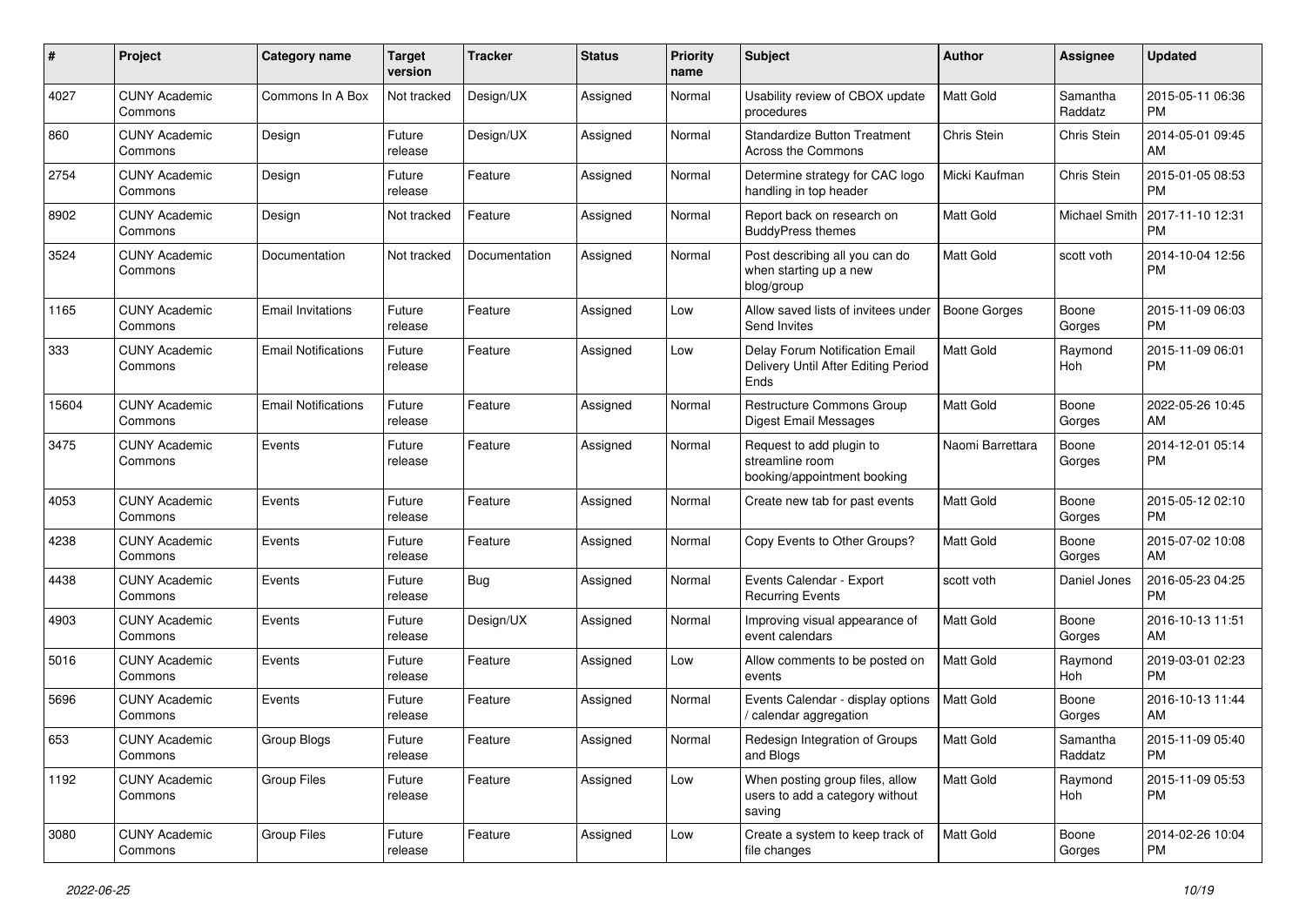| # | Project | Category name | Target version | Tracker | Status | Priority name | Subject | Author | Assignee | Updated |
|---|---|---|---|---|---|---|---|---|---|---|
| 4027 | CUNY Academic Commons | Commons In A Box | Not tracked | Design/UX | Assigned | Normal | Usability review of CBOX update procedures | Matt Gold | Samantha Raddatz | 2015-05-11 06:36 PM |
| 860 | CUNY Academic Commons | Design | Future release | Design/UX | Assigned | Normal | Standardize Button Treatment Across the Commons | Chris Stein | Chris Stein | 2014-05-01 09:45 AM |
| 2754 | CUNY Academic Commons | Design | Future release | Feature | Assigned | Normal | Determine strategy for CAC logo handling in top header | Micki Kaufman | Chris Stein | 2015-01-05 08:53 PM |
| 8902 | CUNY Academic Commons | Design | Not tracked | Feature | Assigned | Normal | Report back on research on BuddyPress themes | Matt Gold | Michael Smith | 2017-11-10 12:31 PM |
| 3524 | CUNY Academic Commons | Documentation | Not tracked | Documentation | Assigned | Normal | Post describing all you can do when starting up a new blog/group | Matt Gold | scott voth | 2014-10-04 12:56 PM |
| 1165 | CUNY Academic Commons | Email Invitations | Future release | Feature | Assigned | Low | Allow saved lists of invitees under Send Invites | Boone Gorges | Boone Gorges | 2015-11-09 06:03 PM |
| 333 | CUNY Academic Commons | Email Notifications | Future release | Feature | Assigned | Low | Delay Forum Notification Email Delivery Until After Editing Period Ends | Matt Gold | Raymond Hoh | 2015-11-09 06:01 PM |
| 15604 | CUNY Academic Commons | Email Notifications | Future release | Feature | Assigned | Normal | Restructure Commons Group Digest Email Messages | Matt Gold | Boone Gorges | 2022-05-26 10:45 AM |
| 3475 | CUNY Academic Commons | Events | Future release | Feature | Assigned | Normal | Request to add plugin to streamline room booking/appointment booking | Naomi Barrettara | Boone Gorges | 2014-12-01 05:14 PM |
| 4053 | CUNY Academic Commons | Events | Future release | Feature | Assigned | Normal | Create new tab for past events | Matt Gold | Boone Gorges | 2015-05-12 02:10 PM |
| 4238 | CUNY Academic Commons | Events | Future release | Feature | Assigned | Normal | Copy Events to Other Groups? | Matt Gold | Boone Gorges | 2015-07-02 10:08 AM |
| 4438 | CUNY Academic Commons | Events | Future release | Bug | Assigned | Normal | Events Calendar - Export Recurring Events | scott voth | Daniel Jones | 2016-05-23 04:25 PM |
| 4903 | CUNY Academic Commons | Events | Future release | Design/UX | Assigned | Normal | Improving visual appearance of event calendars | Matt Gold | Boone Gorges | 2016-10-13 11:51 AM |
| 5016 | CUNY Academic Commons | Events | Future release | Feature | Assigned | Low | Allow comments to be posted on events | Matt Gold | Raymond Hoh | 2019-03-01 02:23 PM |
| 5696 | CUNY Academic Commons | Events | Future release | Feature | Assigned | Normal | Events Calendar - display options / calendar aggregation | Matt Gold | Boone Gorges | 2016-10-13 11:44 AM |
| 653 | CUNY Academic Commons | Group Blogs | Future release | Feature | Assigned | Normal | Redesign Integration of Groups and Blogs | Matt Gold | Samantha Raddatz | 2015-11-09 05:40 PM |
| 1192 | CUNY Academic Commons | Group Files | Future release | Feature | Assigned | Low | When posting group files, allow users to add a category without saving | Matt Gold | Raymond Hoh | 2015-11-09 05:53 PM |
| 3080 | CUNY Academic Commons | Group Files | Future release | Feature | Assigned | Low | Create a system to keep track of file changes | Matt Gold | Boone Gorges | 2014-02-26 10:04 PM |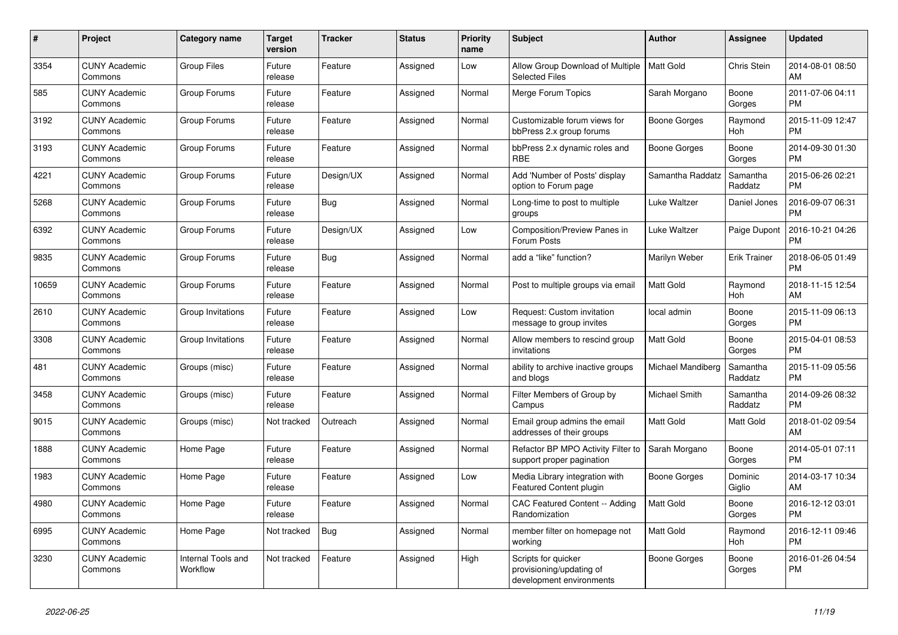| # | Project | Category name | Target version | Tracker | Status | Priority name | Subject | Author | Assignee | Updated |
|---|---|---|---|---|---|---|---|---|---|---|
| 3354 | CUNY Academic Commons | Group Files | Future release | Feature | Assigned | Low | Allow Group Download of Multiple Selected Files | Matt Gold | Chris Stein | 2014-08-01 08:50 AM |
| 585 | CUNY Academic Commons | Group Forums | Future release | Feature | Assigned | Normal | Merge Forum Topics | Sarah Morgano | Boone Gorges | 2011-07-06 04:11 PM |
| 3192 | CUNY Academic Commons | Group Forums | Future release | Feature | Assigned | Normal | Customizable forum views for bbPress 2.x group forums | Boone Gorges | Raymond Hoh | 2015-11-09 12:47 PM |
| 3193 | CUNY Academic Commons | Group Forums | Future release | Feature | Assigned | Normal | bbPress 2.x dynamic roles and RBE | Boone Gorges | Boone Gorges | 2014-09-30 01:30 PM |
| 4221 | CUNY Academic Commons | Group Forums | Future release | Design/UX | Assigned | Normal | Add 'Number of Posts' display option to Forum page | Samantha Raddatz | Samantha Raddatz | 2015-06-26 02:21 PM |
| 5268 | CUNY Academic Commons | Group Forums | Future release | Bug | Assigned | Normal | Long-time to post to multiple groups | Luke Waltzer | Daniel Jones | 2016-09-07 06:31 PM |
| 6392 | CUNY Academic Commons | Group Forums | Future release | Design/UX | Assigned | Low | Composition/Preview Panes in Forum Posts | Luke Waltzer | Paige Dupont | 2016-10-21 04:26 PM |
| 9835 | CUNY Academic Commons | Group Forums | Future release | Bug | Assigned | Normal | add a "like" function? | Marilyn Weber | Erik Trainer | 2018-06-05 01:49 PM |
| 10659 | CUNY Academic Commons | Group Forums | Future release | Feature | Assigned | Normal | Post to multiple groups via email | Matt Gold | Raymond Hoh | 2018-11-15 12:54 AM |
| 2610 | CUNY Academic Commons | Group Invitations | Future release | Feature | Assigned | Low | Request: Custom invitation message to group invites | local admin | Boone Gorges | 2015-11-09 06:13 PM |
| 3308 | CUNY Academic Commons | Group Invitations | Future release | Feature | Assigned | Normal | Allow members to rescind group invitations | Matt Gold | Boone Gorges | 2015-04-01 08:53 PM |
| 481 | CUNY Academic Commons | Groups (misc) | Future release | Feature | Assigned | Normal | ability to archive inactive groups and blogs | Michael Mandiberg | Samantha Raddatz | 2015-11-09 05:56 PM |
| 3458 | CUNY Academic Commons | Groups (misc) | Future release | Feature | Assigned | Normal | Filter Members of Group by Campus | Michael Smith | Samantha Raddatz | 2014-09-26 08:32 PM |
| 9015 | CUNY Academic Commons | Groups (misc) | Not tracked | Outreach | Assigned | Normal | Email group admins the email addresses of their groups | Matt Gold | Matt Gold | 2018-01-02 09:54 AM |
| 1888 | CUNY Academic Commons | Home Page | Future release | Feature | Assigned | Normal | Refactor BP MPO Activity Filter to support proper pagination | Sarah Morgano | Boone Gorges | 2014-05-01 07:11 PM |
| 1983 | CUNY Academic Commons | Home Page | Future release | Feature | Assigned | Low | Media Library integration with Featured Content plugin | Boone Gorges | Dominic Giglio | 2014-03-17 10:34 AM |
| 4980 | CUNY Academic Commons | Home Page | Future release | Feature | Assigned | Normal | CAC Featured Content -- Adding Randomization | Matt Gold | Boone Gorges | 2016-12-12 03:01 PM |
| 6995 | CUNY Academic Commons | Home Page | Not tracked | Bug | Assigned | Normal | member filter on homepage not working | Matt Gold | Raymond Hoh | 2016-12-11 09:46 PM |
| 3230 | CUNY Academic Commons | Internal Tools and Workflow | Not tracked | Feature | Assigned | High | Scripts for quicker provisioning/updating of development environments | Boone Gorges | Boone Gorges | 2016-01-26 04:54 PM |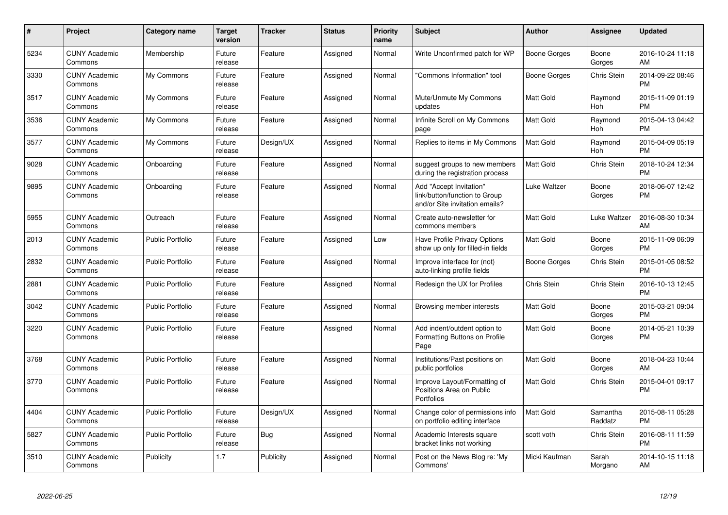| # | Project | Category name | Target version | Tracker | Status | Priority name | Subject | Author | Assignee | Updated |
|---|---|---|---|---|---|---|---|---|---|---|
| 5234 | CUNY Academic Commons | Membership | Future release | Feature | Assigned | Normal | Write Unconfirmed patch for WP | Boone Gorges | Boone Gorges | 2016-10-24 11:18 AM |
| 3330 | CUNY Academic Commons | My Commons | Future release | Feature | Assigned | Normal | "Commons Information" tool | Boone Gorges | Chris Stein | 2014-09-22 08:46 PM |
| 3517 | CUNY Academic Commons | My Commons | Future release | Feature | Assigned | Normal | Mute/Unmute My Commons updates | Matt Gold | Raymond Hoh | 2015-11-09 01:19 PM |
| 3536 | CUNY Academic Commons | My Commons | Future release | Feature | Assigned | Normal | Infinite Scroll on My Commons page | Matt Gold | Raymond Hoh | 2015-04-13 04:42 PM |
| 3577 | CUNY Academic Commons | My Commons | Future release | Design/UX | Assigned | Normal | Replies to items in My Commons | Matt Gold | Raymond Hoh | 2015-04-09 05:19 PM |
| 9028 | CUNY Academic Commons | Onboarding | Future release | Feature | Assigned | Normal | suggest groups to new members during the registration process | Matt Gold | Chris Stein | 2018-10-24 12:34 PM |
| 9895 | CUNY Academic Commons | Onboarding | Future release | Feature | Assigned | Normal | Add "Accept Invitation" link/button/function to Group and/or Site invitation emails? | Luke Waltzer | Boone Gorges | 2018-06-07 12:42 PM |
| 5955 | CUNY Academic Commons | Outreach | Future release | Feature | Assigned | Normal | Create auto-newsletter for commons members | Matt Gold | Luke Waltzer | 2016-08-30 10:34 AM |
| 2013 | CUNY Academic Commons | Public Portfolio | Future release | Feature | Assigned | Low | Have Profile Privacy Options show up only for filled-in fields | Matt Gold | Boone Gorges | 2015-11-09 06:09 PM |
| 2832 | CUNY Academic Commons | Public Portfolio | Future release | Feature | Assigned | Normal | Improve interface for (not) auto-linking profile fields | Boone Gorges | Chris Stein | 2015-01-05 08:52 PM |
| 2881 | CUNY Academic Commons | Public Portfolio | Future release | Feature | Assigned | Normal | Redesign the UX for Profiles | Chris Stein | Chris Stein | 2016-10-13 12:45 PM |
| 3042 | CUNY Academic Commons | Public Portfolio | Future release | Feature | Assigned | Normal | Browsing member interests | Matt Gold | Boone Gorges | 2015-03-21 09:04 PM |
| 3220 | CUNY Academic Commons | Public Portfolio | Future release | Feature | Assigned | Normal | Add indent/outdent option to Formatting Buttons on Profile Page | Matt Gold | Boone Gorges | 2014-05-21 10:39 PM |
| 3768 | CUNY Academic Commons | Public Portfolio | Future release | Feature | Assigned | Normal | Institutions/Past positions on public portfolios | Matt Gold | Boone Gorges | 2018-04-23 10:44 AM |
| 3770 | CUNY Academic Commons | Public Portfolio | Future release | Feature | Assigned | Normal | Improve Layout/Formatting of Positions Area on Public Portfolios | Matt Gold | Chris Stein | 2015-04-01 09:17 PM |
| 4404 | CUNY Academic Commons | Public Portfolio | Future release | Design/UX | Assigned | Normal | Change color of permissions info on portfolio editing interface | Matt Gold | Samantha Raddatz | 2015-08-11 05:28 PM |
| 5827 | CUNY Academic Commons | Public Portfolio | Future release | Bug | Assigned | Normal | Academic Interests square bracket links not working | scott voth | Chris Stein | 2016-08-11 11:59 PM |
| 3510 | CUNY Academic Commons | Publicity | 1.7 | Publicity | Assigned | Normal | Post on the News Blog re: 'My Commons' | Micki Kaufman | Sarah Morgano | 2014-10-15 11:18 AM |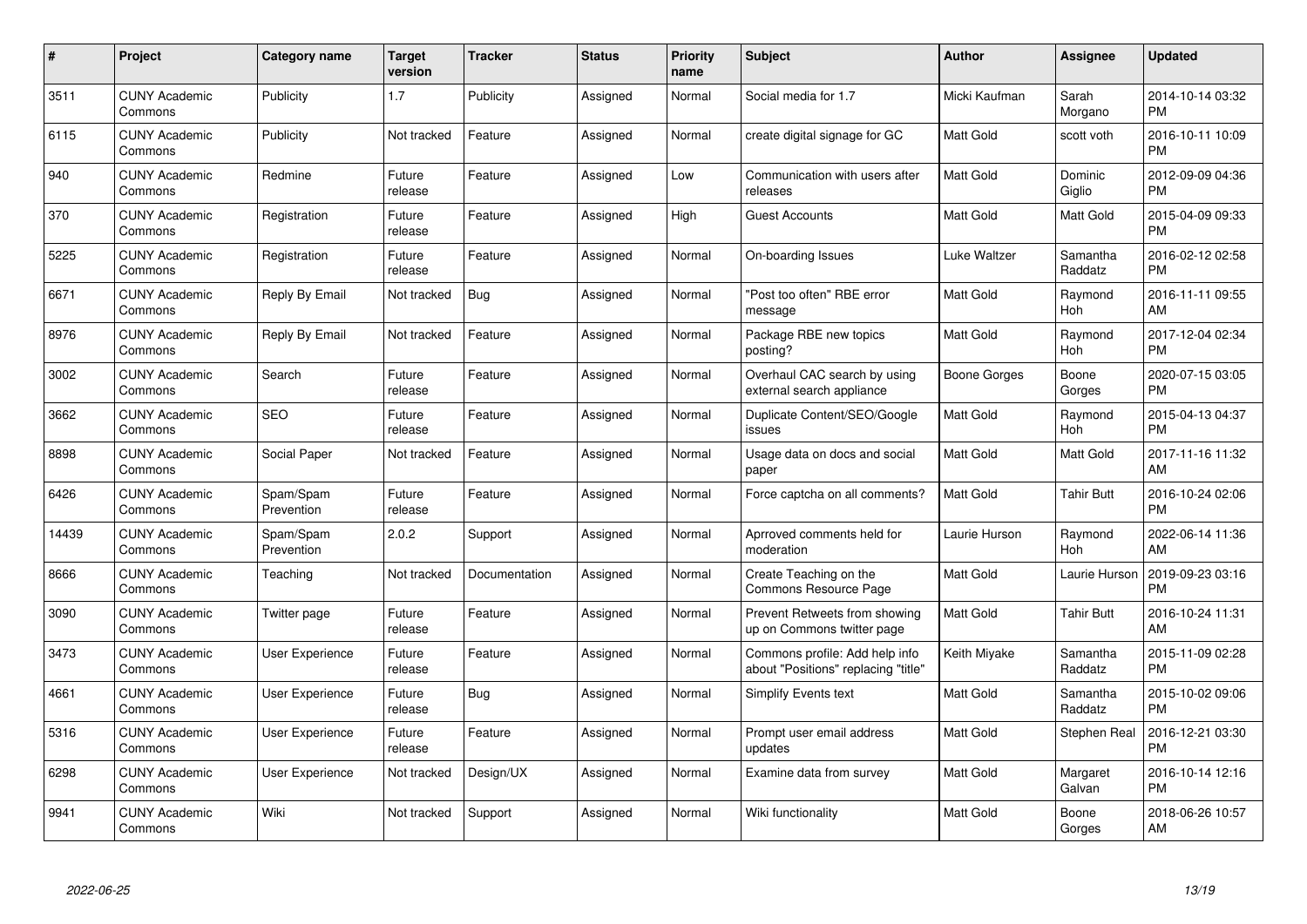| # | Project | Category name | Target version | Tracker | Status | Priority name | Subject | Author | Assignee | Updated |
|---|---|---|---|---|---|---|---|---|---|---|
| 3511 | CUNY Academic Commons | Publicity | 1.7 | Publicity | Assigned | Normal | Social media for 1.7 | Micki Kaufman | Sarah Morgano | 2014-10-14 03:32 PM |
| 6115 | CUNY Academic Commons | Publicity | Not tracked | Feature | Assigned | Normal | create digital signage for GC | Matt Gold | scott voth | 2016-10-11 10:09 PM |
| 940 | CUNY Academic Commons | Redmine | Future release | Feature | Assigned | Low | Communication with users after releases | Matt Gold | Dominic Giglio | 2012-09-09 04:36 PM |
| 370 | CUNY Academic Commons | Registration | Future release | Feature | Assigned | High | Guest Accounts | Matt Gold | Matt Gold | 2015-04-09 09:33 PM |
| 5225 | CUNY Academic Commons | Registration | Future release | Feature | Assigned | Normal | On-boarding Issues | Luke Waltzer | Samantha Raddatz | 2016-02-12 02:58 PM |
| 6671 | CUNY Academic Commons | Reply By Email | Not tracked | Bug | Assigned | Normal | "Post too often" RBE error message | Matt Gold | Raymond Hoh | 2016-11-11 09:55 AM |
| 8976 | CUNY Academic Commons | Reply By Email | Not tracked | Feature | Assigned | Normal | Package RBE new topics posting? | Matt Gold | Raymond Hoh | 2017-12-04 02:34 PM |
| 3002 | CUNY Academic Commons | Search | Future release | Feature | Assigned | Normal | Overhaul CAC search by using external search appliance | Boone Gorges | Boone Gorges | 2020-07-15 03:05 PM |
| 3662 | CUNY Academic Commons | SEO | Future release | Feature | Assigned | Normal | Duplicate Content/SEO/Google issues | Matt Gold | Raymond Hoh | 2015-04-13 04:37 PM |
| 8898 | CUNY Academic Commons | Social Paper | Not tracked | Feature | Assigned | Normal | Usage data on docs and social paper | Matt Gold | Matt Gold | 2017-11-16 11:32 AM |
| 6426 | CUNY Academic Commons | Spam/Spam Prevention | Future release | Feature | Assigned | Normal | Force captcha on all comments? | Matt Gold | Tahir Butt | 2016-10-24 02:06 PM |
| 14439 | CUNY Academic Commons | Spam/Spam Prevention | 2.0.2 | Support | Assigned | Normal | Aprroved comments held for moderation | Laurie Hurson | Raymond Hoh | 2022-06-14 11:36 AM |
| 8666 | CUNY Academic Commons | Teaching | Not tracked | Documentation | Assigned | Normal | Create Teaching on the Commons Resource Page | Matt Gold | Laurie Hurson | 2019-09-23 03:16 PM |
| 3090 | CUNY Academic Commons | Twitter page | Future release | Feature | Assigned | Normal | Prevent Retweets from showing up on Commons twitter page | Matt Gold | Tahir Butt | 2016-10-24 11:31 AM |
| 3473 | CUNY Academic Commons | User Experience | Future release | Feature | Assigned | Normal | Commons profile: Add help info about "Positions" replacing "title" | Keith Miyake | Samantha Raddatz | 2015-11-09 02:28 PM |
| 4661 | CUNY Academic Commons | User Experience | Future release | Bug | Assigned | Normal | Simplify Events text | Matt Gold | Samantha Raddatz | 2015-10-02 09:06 PM |
| 5316 | CUNY Academic Commons | User Experience | Future release | Feature | Assigned | Normal | Prompt user email address updates | Matt Gold | Stephen Real | 2016-12-21 03:30 PM |
| 6298 | CUNY Academic Commons | User Experience | Not tracked | Design/UX | Assigned | Normal | Examine data from survey | Matt Gold | Margaret Galvan | 2016-10-14 12:16 PM |
| 9941 | CUNY Academic Commons | Wiki | Not tracked | Support | Assigned | Normal | Wiki functionality | Matt Gold | Boone Gorges | 2018-06-26 10:57 AM |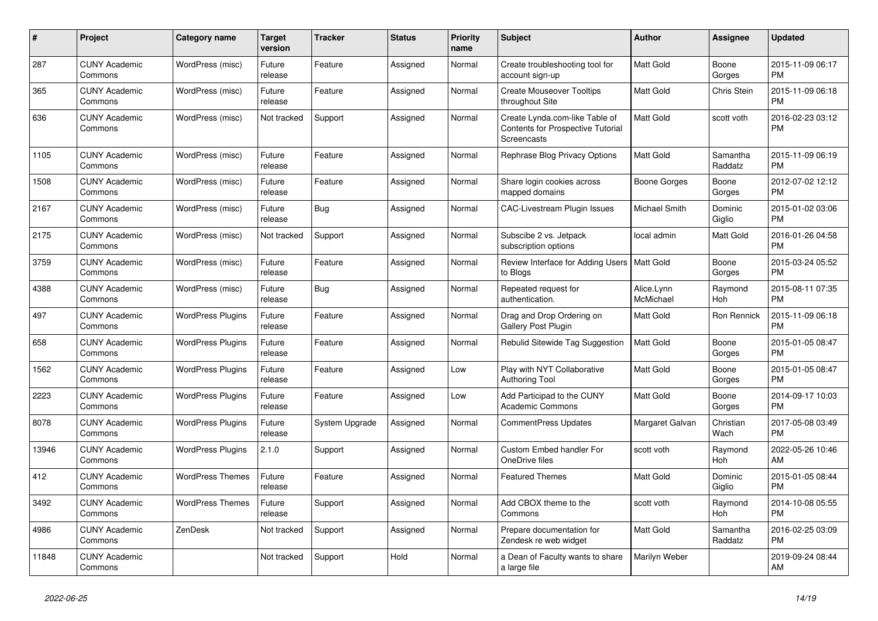| # | Project | Category name | Target version | Tracker | Status | Priority name | Subject | Author | Assignee | Updated |
|---|---|---|---|---|---|---|---|---|---|---|
| 287 | CUNY Academic Commons | WordPress (misc) | Future release | Feature | Assigned | Normal | Create troubleshooting tool for account sign-up | Matt Gold | Boone Gorges | 2015-11-09 06:17 PM |
| 365 | CUNY Academic Commons | WordPress (misc) | Future release | Feature | Assigned | Normal | Create Mouseover Tooltips throughout Site | Matt Gold | Chris Stein | 2015-11-09 06:18 PM |
| 636 | CUNY Academic Commons | WordPress (misc) | Not tracked | Support | Assigned | Normal | Create Lynda.com-like Table of Contents for Prospective Tutorial Screencasts | Matt Gold | scott voth | 2016-02-23 03:12 PM |
| 1105 | CUNY Academic Commons | WordPress (misc) | Future release | Feature | Assigned | Normal | Rephrase Blog Privacy Options | Matt Gold | Samantha Raddatz | 2015-11-09 06:19 PM |
| 1508 | CUNY Academic Commons | WordPress (misc) | Future release | Feature | Assigned | Normal | Share login cookies across mapped domains | Boone Gorges | Boone Gorges | 2012-07-02 12:12 PM |
| 2167 | CUNY Academic Commons | WordPress (misc) | Future release | Bug | Assigned | Normal | CAC-Livestream Plugin Issues | Michael Smith | Dominic Giglio | 2015-01-02 03:06 PM |
| 2175 | CUNY Academic Commons | WordPress (misc) | Not tracked | Support | Assigned | Normal | Subscibe 2 vs. Jetpack subscription options | local admin | Matt Gold | 2016-01-26 04:58 PM |
| 3759 | CUNY Academic Commons | WordPress (misc) | Future release | Feature | Assigned | Normal | Review Interface for Adding Users to Blogs | Matt Gold | Boone Gorges | 2015-03-24 05:52 PM |
| 4388 | CUNY Academic Commons | WordPress (misc) | Future release | Bug | Assigned | Normal | Repeated request for authentication. | Alice.Lynn McMichael | Raymond Hoh | 2015-08-11 07:35 PM |
| 497 | CUNY Academic Commons | WordPress Plugins | Future release | Feature | Assigned | Normal | Drag and Drop Ordering on Gallery Post Plugin | Matt Gold | Ron Rennick | 2015-11-09 06:18 PM |
| 658 | CUNY Academic Commons | WordPress Plugins | Future release | Feature | Assigned | Normal | Rebulid Sitewide Tag Suggestion | Matt Gold | Boone Gorges | 2015-01-05 08:47 PM |
| 1562 | CUNY Academic Commons | WordPress Plugins | Future release | Feature | Assigned | Low | Play with NYT Collaborative Authoring Tool | Matt Gold | Boone Gorges | 2015-01-05 08:47 PM |
| 2223 | CUNY Academic Commons | WordPress Plugins | Future release | Feature | Assigned | Low | Add Participad to the CUNY Academic Commons | Matt Gold | Boone Gorges | 2014-09-17 10:03 PM |
| 8078 | CUNY Academic Commons | WordPress Plugins | Future release | System Upgrade | Assigned | Normal | CommentPress Updates | Margaret Galvan | Christian Wach | 2017-05-08 03:49 PM |
| 13946 | CUNY Academic Commons | WordPress Plugins | 2.1.0 | Support | Assigned | Normal | Custom Embed handler For OneDrive files | scott voth | Raymond Hoh | 2022-05-26 10:46 AM |
| 412 | CUNY Academic Commons | WordPress Themes | Future release | Feature | Assigned | Normal | Featured Themes | Matt Gold | Dominic Giglio | 2015-01-05 08:44 PM |
| 3492 | CUNY Academic Commons | WordPress Themes | Future release | Support | Assigned | Normal | Add CBOX theme to the Commons | scott voth | Raymond Hoh | 2014-10-08 05:55 PM |
| 4986 | CUNY Academic Commons | ZenDesk | Not tracked | Support | Assigned | Normal | Prepare documentation for Zendesk re web widget | Matt Gold | Samantha Raddatz | 2016-02-25 03:09 PM |
| 11848 | CUNY Academic Commons | | Not tracked | Support | Hold | Normal | a Dean of Faculty wants to share a large file | Marilyn Weber | | 2019-09-24 08:44 AM |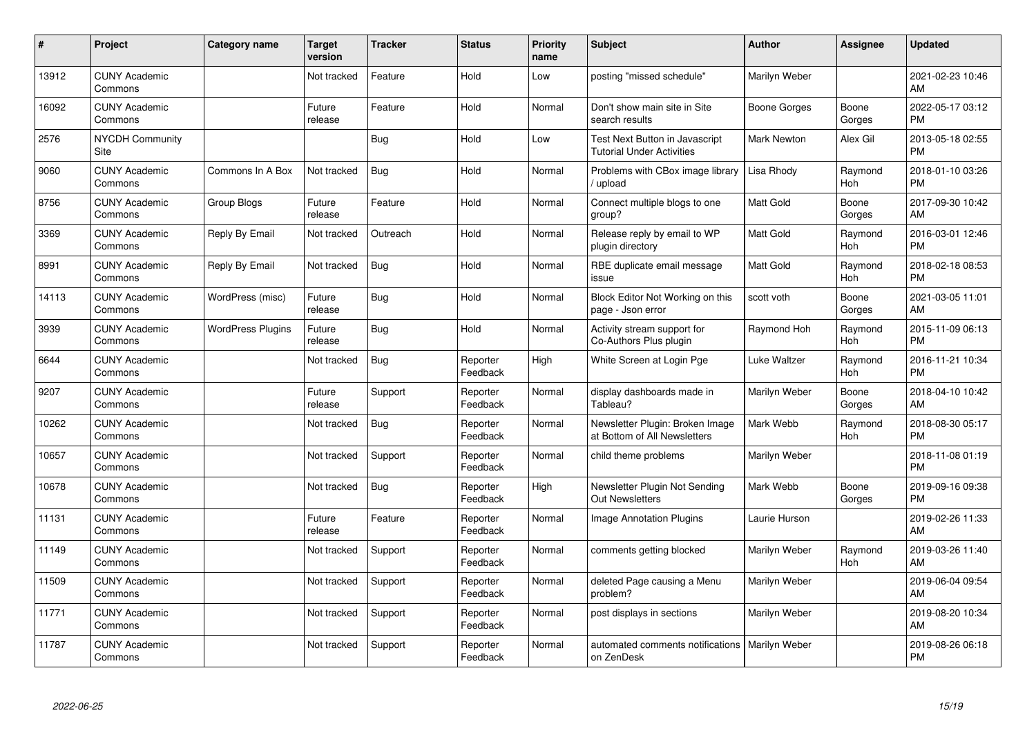| # | Project | Category name | Target version | Tracker | Status | Priority name | Subject | Author | Assignee | Updated |
|---|---|---|---|---|---|---|---|---|---|---|
| 13912 | CUNY Academic Commons | | Not tracked | Feature | Hold | Low | posting "missed schedule" | Marilyn Weber | | 2021-02-23 10:46 AM |
| 16092 | CUNY Academic Commons | | Future release | Feature | Hold | Normal | Don't show main site in Site search results | Boone Gorges | Boone Gorges | 2022-05-17 03:12 PM |
| 2576 | NYCDH Community Site | | | Bug | Hold | Low | Test Next Button in Javascript Tutorial Under Activities | Mark Newton | Alex Gil | 2013-05-18 02:55 PM |
| 9060 | CUNY Academic Commons | Commons In A Box | Not tracked | Bug | Hold | Normal | Problems with CBox image library / upload | Lisa Rhody | Raymond Hoh | 2018-01-10 03:26 PM |
| 8756 | CUNY Academic Commons | Group Blogs | Future release | Feature | Hold | Normal | Connect multiple blogs to one group? | Matt Gold | Boone Gorges | 2017-09-30 10:42 AM |
| 3369 | CUNY Academic Commons | Reply By Email | Not tracked | Outreach | Hold | Normal | Release reply by email to WP plugin directory | Matt Gold | Raymond Hoh | 2016-03-01 12:46 PM |
| 8991 | CUNY Academic Commons | Reply By Email | Not tracked | Bug | Hold | Normal | RBE duplicate email message issue | Matt Gold | Raymond Hoh | 2018-02-18 08:53 PM |
| 14113 | CUNY Academic Commons | WordPress (misc) | Future release | Bug | Hold | Normal | Block Editor Not Working on this page - Json error | scott voth | Boone Gorges | 2021-03-05 11:01 AM |
| 3939 | CUNY Academic Commons | WordPress Plugins | Future release | Bug | Hold | Normal | Activity stream support for Co-Authors Plus plugin | Raymond Hoh | Raymond Hoh | 2015-11-09 06:13 PM |
| 6644 | CUNY Academic Commons | | Not tracked | Bug | Reporter Feedback | High | White Screen at Login Pge | Luke Waltzer | Raymond Hoh | 2016-11-21 10:34 PM |
| 9207 | CUNY Academic Commons | | Future release | Support | Reporter Feedback | Normal | display dashboards made in Tableau? | Marilyn Weber | Boone Gorges | 2018-04-10 10:42 AM |
| 10262 | CUNY Academic Commons | | Not tracked | Bug | Reporter Feedback | Normal | Newsletter Plugin: Broken Image at Bottom of All Newsletters | Mark Webb | Raymond Hoh | 2018-08-30 05:17 PM |
| 10657 | CUNY Academic Commons | | Not tracked | Support | Reporter Feedback | Normal | child theme problems | Marilyn Weber | | 2018-11-08 01:19 PM |
| 10678 | CUNY Academic Commons | | Not tracked | Bug | Reporter Feedback | High | Newsletter Plugin Not Sending Out Newsletters | Mark Webb | Boone Gorges | 2019-09-16 09:38 PM |
| 11131 | CUNY Academic Commons | | Future release | Feature | Reporter Feedback | Normal | Image Annotation Plugins | Laurie Hurson | | 2019-02-26 11:33 AM |
| 11149 | CUNY Academic Commons | | Not tracked | Support | Reporter Feedback | Normal | comments getting blocked | Marilyn Weber | Raymond Hoh | 2019-03-26 11:40 AM |
| 11509 | CUNY Academic Commons | | Not tracked | Support | Reporter Feedback | Normal | deleted Page causing a Menu problem? | Marilyn Weber | | 2019-06-04 09:54 AM |
| 11771 | CUNY Academic Commons | | Not tracked | Support | Reporter Feedback | Normal | post displays in sections | Marilyn Weber | | 2019-08-20 10:34 AM |
| 11787 | CUNY Academic Commons | | Not tracked | Support | Reporter Feedback | Normal | automated comments notifications on ZenDesk | Marilyn Weber | | 2019-08-26 06:18 PM |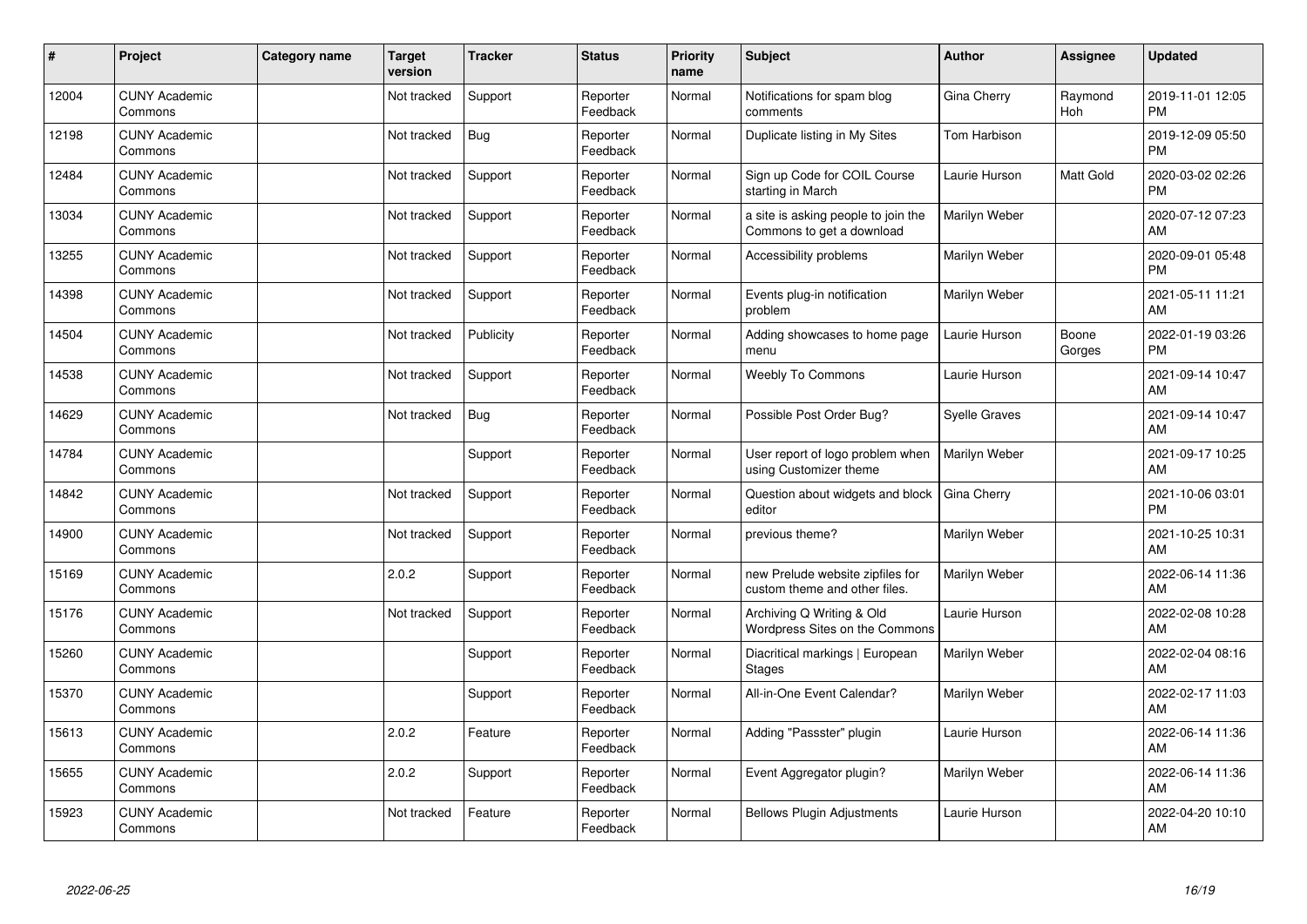| # | Project | Category name | Target version | Tracker | Status | Priority name | Subject | Author | Assignee | Updated |
|---|---|---|---|---|---|---|---|---|---|---|
| 12004 | CUNY Academic Commons | | Not tracked | Support | Reporter Feedback | Normal | Notifications for spam blog comments | Gina Cherry | Raymond Hoh | 2019-11-01 12:05 PM |
| 12198 | CUNY Academic Commons | | Not tracked | Bug | Reporter Feedback | Normal | Duplicate listing in My Sites | Tom Harbison | | 2019-12-09 05:50 PM |
| 12484 | CUNY Academic Commons | | Not tracked | Support | Reporter Feedback | Normal | Sign up Code for COIL Course starting in March | Laurie Hurson | Matt Gold | 2020-03-02 02:26 PM |
| 13034 | CUNY Academic Commons | | Not tracked | Support | Reporter Feedback | Normal | a site is asking people to join the Commons to get a download | Marilyn Weber | | 2020-07-12 07:23 AM |
| 13255 | CUNY Academic Commons | | Not tracked | Support | Reporter Feedback | Normal | Accessibility problems | Marilyn Weber | | 2020-09-01 05:48 PM |
| 14398 | CUNY Academic Commons | | Not tracked | Support | Reporter Feedback | Normal | Events plug-in notification problem | Marilyn Weber | | 2021-05-11 11:21 AM |
| 14504 | CUNY Academic Commons | | Not tracked | Publicity | Reporter Feedback | Normal | Adding showcases to home page menu | Laurie Hurson | Boone Gorges | 2022-01-19 03:26 PM |
| 14538 | CUNY Academic Commons | | Not tracked | Support | Reporter Feedback | Normal | Weebly To Commons | Laurie Hurson | | 2021-09-14 10:47 AM |
| 14629 | CUNY Academic Commons | | Not tracked | Bug | Reporter Feedback | Normal | Possible Post Order Bug? | Syelle Graves | | 2021-09-14 10:47 AM |
| 14784 | CUNY Academic Commons | | | Support | Reporter Feedback | Normal | User report of logo problem when using Customizer theme | Marilyn Weber | | 2021-09-17 10:25 AM |
| 14842 | CUNY Academic Commons | | Not tracked | Support | Reporter Feedback | Normal | Question about widgets and block editor | Gina Cherry | | 2021-10-06 03:01 PM |
| 14900 | CUNY Academic Commons | | Not tracked | Support | Reporter Feedback | Normal | previous theme? | Marilyn Weber | | 2021-10-25 10:31 AM |
| 15169 | CUNY Academic Commons | | 2.0.2 | Support | Reporter Feedback | Normal | new Prelude website zipfiles for custom theme and other files. | Marilyn Weber | | 2022-06-14 11:36 AM |
| 15176 | CUNY Academic Commons | | Not tracked | Support | Reporter Feedback | Normal | Archiving Q Writing & Old Wordpress Sites on the Commons | Laurie Hurson | | 2022-02-08 10:28 AM |
| 15260 | CUNY Academic Commons | | | Support | Reporter Feedback | Normal | Diacritical markings \| European Stages | Marilyn Weber | | 2022-02-04 08:16 AM |
| 15370 | CUNY Academic Commons | | | Support | Reporter Feedback | Normal | All-in-One Event Calendar? | Marilyn Weber | | 2022-02-17 11:03 AM |
| 15613 | CUNY Academic Commons | | 2.0.2 | Feature | Reporter Feedback | Normal | Adding "Passster" plugin | Laurie Hurson | | 2022-06-14 11:36 AM |
| 15655 | CUNY Academic Commons | | 2.0.2 | Support | Reporter Feedback | Normal | Event Aggregator plugin? | Marilyn Weber | | 2022-06-14 11:36 AM |
| 15923 | CUNY Academic Commons | | Not tracked | Feature | Reporter Feedback | Normal | Bellows Plugin Adjustments | Laurie Hurson | | 2022-04-20 10:10 AM |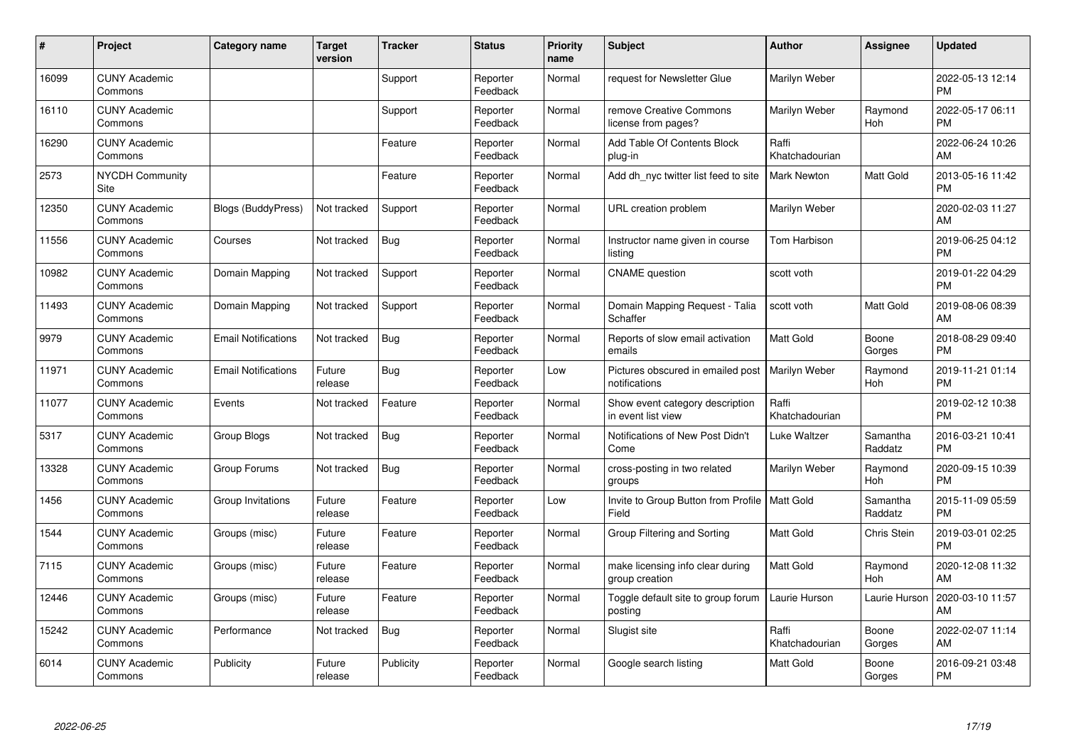| # | Project | Category name | Target version | Tracker | Status | Priority name | Subject | Author | Assignee | Updated |
|---|---|---|---|---|---|---|---|---|---|---|
| 16099 | CUNY Academic Commons | | | Support | Reporter Feedback | Normal | request for Newsletter Glue | Marilyn Weber | | 2022-05-13 12:14 PM |
| 16110 | CUNY Academic Commons | | | Support | Reporter Feedback | Normal | remove Creative Commons license from pages? | Marilyn Weber | Raymond Hoh | 2022-05-17 06:11 PM |
| 16290 | CUNY Academic Commons | | | Feature | Reporter Feedback | Normal | Add Table Of Contents Block plug-in | Raffi Khatchadourian | | 2022-06-24 10:26 AM |
| 2573 | NYCDH Community Site | | | Feature | Reporter Feedback | Normal | Add dh_nyc twitter list feed to site | Mark Newton | Matt Gold | 2013-05-16 11:42 PM |
| 12350 | CUNY Academic Commons | Blogs (BuddyPress) | Not tracked | Support | Reporter Feedback | Normal | URL creation problem | Marilyn Weber | | 2020-02-03 11:27 AM |
| 11556 | CUNY Academic Commons | Courses | Not tracked | Bug | Reporter Feedback | Normal | Instructor name given in course listing | Tom Harbison | | 2019-06-25 04:12 PM |
| 10982 | CUNY Academic Commons | Domain Mapping | Not tracked | Support | Reporter Feedback | Normal | CNAME question | scott voth | | 2019-01-22 04:29 PM |
| 11493 | CUNY Academic Commons | Domain Mapping | Not tracked | Support | Reporter Feedback | Normal | Domain Mapping Request - Talia Schaffer | scott voth | Matt Gold | 2019-08-06 08:39 AM |
| 9979 | CUNY Academic Commons | Email Notifications | Not tracked | Bug | Reporter Feedback | Normal | Reports of slow email activation emails | Matt Gold | Boone Gorges | 2018-08-29 09:40 PM |
| 11971 | CUNY Academic Commons | Email Notifications | Future release | Bug | Reporter Feedback | Low | Pictures obscured in emailed post notifications | Marilyn Weber | Raymond Hoh | 2019-11-21 01:14 PM |
| 11077 | CUNY Academic Commons | Events | Not tracked | Feature | Reporter Feedback | Normal | Show event category description in event list view | Raffi Khatchadourian | | 2019-02-12 10:38 PM |
| 5317 | CUNY Academic Commons | Group Blogs | Not tracked | Bug | Reporter Feedback | Normal | Notifications of New Post Didn't Come | Luke Waltzer | Samantha Raddatz | 2016-03-21 10:41 PM |
| 13328 | CUNY Academic Commons | Group Forums | Not tracked | Bug | Reporter Feedback | Normal | cross-posting in two related groups | Marilyn Weber | Raymond Hoh | 2020-09-15 10:39 PM |
| 1456 | CUNY Academic Commons | Group Invitations | Future release | Feature | Reporter Feedback | Low | Invite to Group Button from Profile Field | Matt Gold | Samantha Raddatz | 2015-11-09 05:59 PM |
| 1544 | CUNY Academic Commons | Groups (misc) | Future release | Feature | Reporter Feedback | Normal | Group Filtering and Sorting | Matt Gold | Chris Stein | 2019-03-01 02:25 PM |
| 7115 | CUNY Academic Commons | Groups (misc) | Future release | Feature | Reporter Feedback | Normal | make licensing info clear during group creation | Matt Gold | Raymond Hoh | 2020-12-08 11:32 AM |
| 12446 | CUNY Academic Commons | Groups (misc) | Future release | Feature | Reporter Feedback | Normal | Toggle default site to group forum posting | Laurie Hurson | Laurie Hurson | 2020-03-10 11:57 AM |
| 15242 | CUNY Academic Commons | Performance | Not tracked | Bug | Reporter Feedback | Normal | Slugist site | Raffi Khatchadourian | Boone Gorges | 2022-02-07 11:14 AM |
| 6014 | CUNY Academic Commons | Publicity | Future release | Publicity | Reporter Feedback | Normal | Google search listing | Matt Gold | Boone Gorges | 2016-09-21 03:48 PM |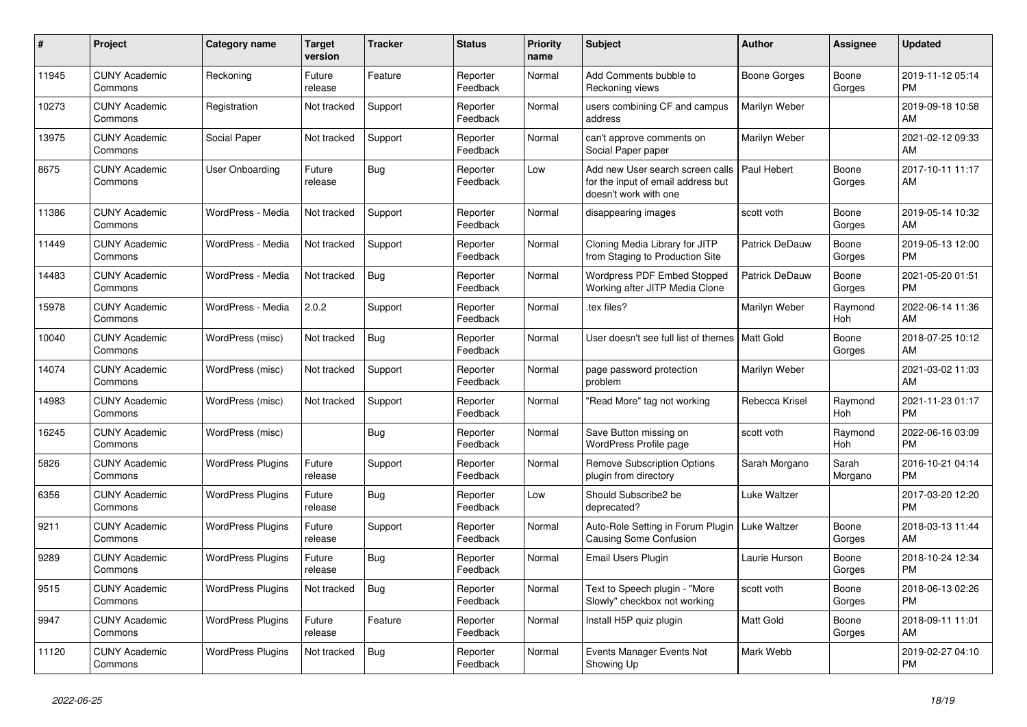| # | Project | Category name | Target version | Tracker | Status | Priority name | Subject | Author | Assignee | Updated |
|---|---|---|---|---|---|---|---|---|---|---|
| 11945 | CUNY Academic Commons | Reckoning | Future release | Feature | Reporter Feedback | Normal | Add Comments bubble to Reckoning views | Boone Gorges | Boone Gorges | 2019-11-12 05:14 PM |
| 10273 | CUNY Academic Commons | Registration | Not tracked | Support | Reporter Feedback | Normal | users combining CF and campus address | Marilyn Weber | | 2019-09-18 10:58 AM |
| 13975 | CUNY Academic Commons | Social Paper | Not tracked | Support | Reporter Feedback | Normal | can't approve comments on Social Paper paper | Marilyn Weber | | 2021-02-12 09:33 AM |
| 8675 | CUNY Academic Commons | User Onboarding | Future release | Bug | Reporter Feedback | Low | Add new User search screen calls for the input of email address but doesn't work with one | Paul Hebert | Boone Gorges | 2017-10-11 11:17 AM |
| 11386 | CUNY Academic Commons | WordPress - Media | Not tracked | Support | Reporter Feedback | Normal | disappearing images | scott voth | Boone Gorges | 2019-05-14 10:32 AM |
| 11449 | CUNY Academic Commons | WordPress - Media | Not tracked | Support | Reporter Feedback | Normal | Cloning Media Library for JITP from Staging to Production Site | Patrick DeDauw | Boone Gorges | 2019-05-13 12:00 PM |
| 14483 | CUNY Academic Commons | WordPress - Media | Not tracked | Bug | Reporter Feedback | Normal | Wordpress PDF Embed Stopped Working after JITP Media Clone | Patrick DeDauw | Boone Gorges | 2021-05-20 01:51 PM |
| 15978 | CUNY Academic Commons | WordPress - Media | 2.0.2 | Support | Reporter Feedback | Normal | .tex files? | Marilyn Weber | Raymond Hoh | 2022-06-14 11:36 AM |
| 10040 | CUNY Academic Commons | WordPress (misc) | Not tracked | Bug | Reporter Feedback | Normal | User doesn't see full list of themes | Matt Gold | Boone Gorges | 2018-07-25 10:12 AM |
| 14074 | CUNY Academic Commons | WordPress (misc) | Not tracked | Support | Reporter Feedback | Normal | page password protection problem | Marilyn Weber | | 2021-03-02 11:03 AM |
| 14983 | CUNY Academic Commons | WordPress (misc) | Not tracked | Support | Reporter Feedback | Normal | "Read More" tag not working | Rebecca Krisel | Raymond Hoh | 2021-11-23 01:17 PM |
| 16245 | CUNY Academic Commons | WordPress (misc) | | Bug | Reporter Feedback | Normal | Save Button missing on WordPress Profile page | scott voth | Raymond Hoh | 2022-06-16 03:09 PM |
| 5826 | CUNY Academic Commons | WordPress Plugins | Future release | Support | Reporter Feedback | Normal | Remove Subscription Options plugin from directory | Sarah Morgano | Sarah Morgano | 2016-10-21 04:14 PM |
| 6356 | CUNY Academic Commons | WordPress Plugins | Future release | Bug | Reporter Feedback | Low | Should Subscribe2 be deprecated? | Luke Waltzer | | 2017-03-20 12:20 PM |
| 9211 | CUNY Academic Commons | WordPress Plugins | Future release | Support | Reporter Feedback | Normal | Auto-Role Setting in Forum Plugin Causing Some Confusion | Luke Waltzer | Boone Gorges | 2018-03-13 11:44 AM |
| 9289 | CUNY Academic Commons | WordPress Plugins | Future release | Bug | Reporter Feedback | Normal | Email Users Plugin | Laurie Hurson | Boone Gorges | 2018-10-24 12:34 PM |
| 9515 | CUNY Academic Commons | WordPress Plugins | Not tracked | Bug | Reporter Feedback | Normal | Text to Speech plugin - "More Slowly" checkbox not working | scott voth | Boone Gorges | 2018-06-13 02:26 PM |
| 9947 | CUNY Academic Commons | WordPress Plugins | Future release | Feature | Reporter Feedback | Normal | Install H5P quiz plugin | Matt Gold | Boone Gorges | 2018-09-11 11:01 AM |
| 11120 | CUNY Academic Commons | WordPress Plugins | Not tracked | Bug | Reporter Feedback | Normal | Events Manager Events Not Showing Up | Mark Webb | | 2019-02-27 04:10 PM |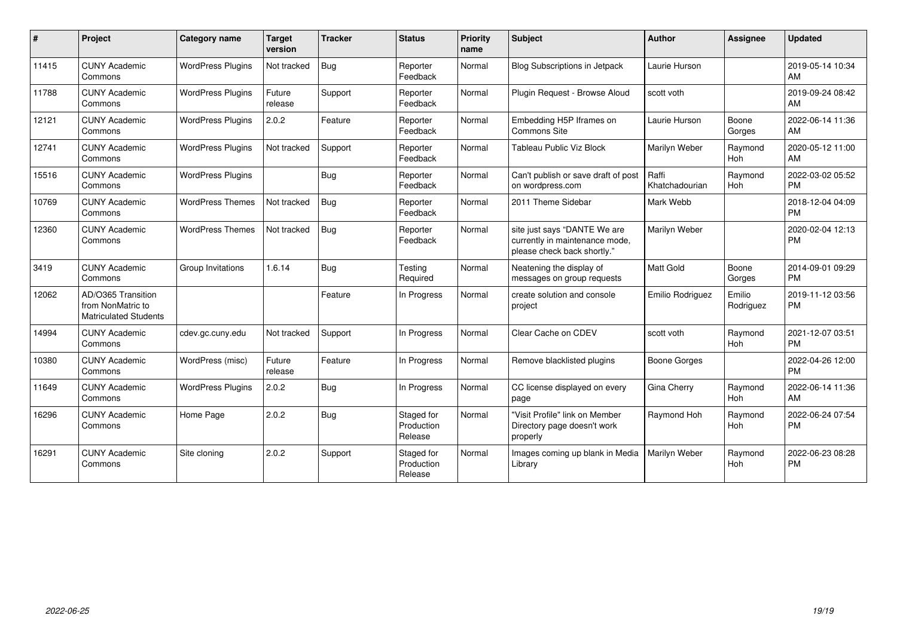| # | Project | Category name | Target version | Tracker | Status | Priority name | Subject | Author | Assignee | Updated |
|---|---|---|---|---|---|---|---|---|---|---|
| 11415 | CUNY Academic Commons | WordPress Plugins | Not tracked | Bug | Reporter Feedback | Normal | Blog Subscriptions in Jetpack | Laurie Hurson | | 2019-05-14 10:34 AM |
| 11788 | CUNY Academic Commons | WordPress Plugins | Future release | Support | Reporter Feedback | Normal | Plugin Request - Browse Aloud | scott voth | | 2019-09-24 08:42 AM |
| 12121 | CUNY Academic Commons | WordPress Plugins | 2.0.2 | Feature | Reporter Feedback | Normal | Embedding H5P Iframes on Commons Site | Laurie Hurson | Boone Gorges | 2022-06-14 11:36 AM |
| 12741 | CUNY Academic Commons | WordPress Plugins | Not tracked | Support | Reporter Feedback | Normal | Tableau Public Viz Block | Marilyn Weber | Raymond Hoh | 2020-05-12 11:00 AM |
| 15516 | CUNY Academic Commons | WordPress Plugins | | Bug | Reporter Feedback | Normal | Can't publish or save draft of post on wordpress.com | Raffi Khatchadourian | Raymond Hoh | 2022-03-02 05:52 PM |
| 10769 | CUNY Academic Commons | WordPress Themes | Not tracked | Bug | Reporter Feedback | Normal | 2011 Theme Sidebar | Mark Webb | | 2018-12-04 04:09 PM |
| 12360 | CUNY Academic Commons | WordPress Themes | Not tracked | Bug | Reporter Feedback | Normal | site just says "DANTE We are currently in maintenance mode, please check back shortly." | Marilyn Weber | | 2020-02-04 12:13 PM |
| 3419 | CUNY Academic Commons | Group Invitations | 1.6.14 | Bug | Testing Required | Normal | Neatening the display of messages on group requests | Matt Gold | Boone Gorges | 2014-09-01 09:29 PM |
| 12062 | AD/O365 Transition from NonMatric to Matriculated Students | | | Feature | In Progress | Normal | create solution and console project | Emilio Rodriguez | Emilio Rodriguez | 2019-11-12 03:56 PM |
| 14994 | CUNY Academic Commons | cdev.gc.cuny.edu | Not tracked | Support | In Progress | Normal | Clear Cache on CDEV | scott voth | Raymond Hoh | 2021-12-07 03:51 PM |
| 10380 | CUNY Academic Commons | WordPress (misc) | Future release | Feature | In Progress | Normal | Remove blacklisted plugins | Boone Gorges | | 2022-04-26 12:00 PM |
| 11649 | CUNY Academic Commons | WordPress Plugins | 2.0.2 | Bug | In Progress | Normal | CC license displayed on every page | Gina Cherry | Raymond Hoh | 2022-06-14 11:36 AM |
| 16296 | CUNY Academic Commons | Home Page | 2.0.2 | Bug | Staged for Production Release | Normal | "Visit Profile" link on Member Directory page doesn't work properly | Raymond Hoh | Raymond Hoh | 2022-06-24 07:54 PM |
| 16291 | CUNY Academic Commons | Site cloning | 2.0.2 | Support | Staged for Production Release | Normal | Images coming up blank in Media Library | Marilyn Weber | Raymond Hoh | 2022-06-23 08:28 PM |